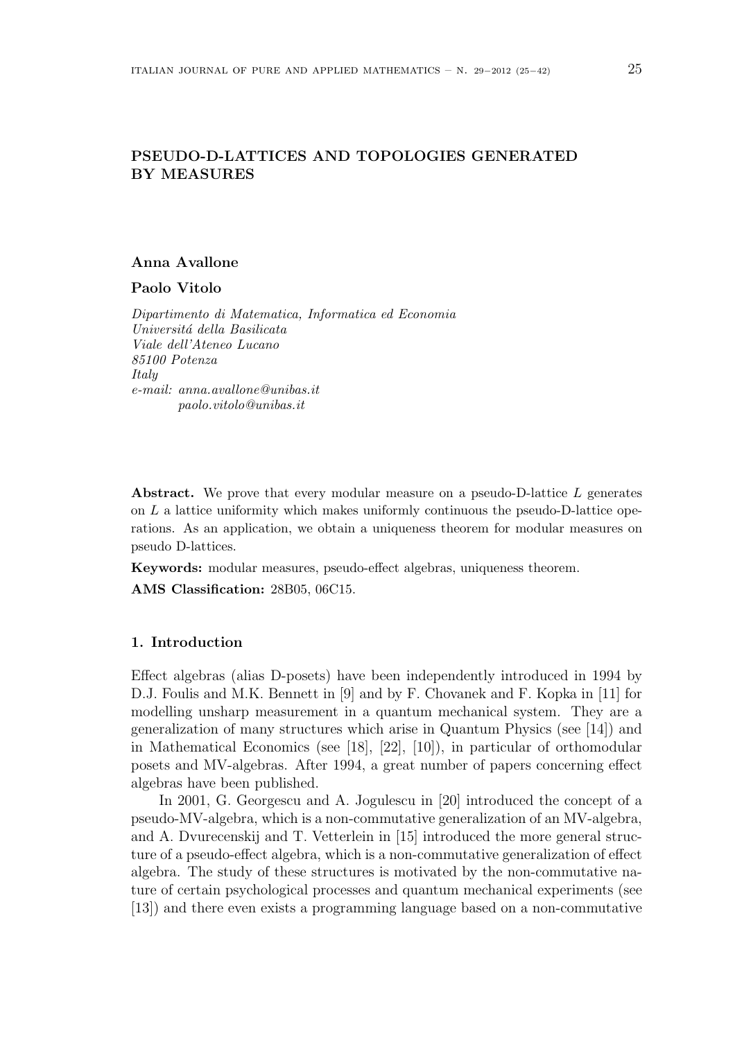# PSEUDO-D-LATTICES AND TOPOLOGIES GENERATED BY MEASURES

**Anna Avallone**

**Paolo Vitolo**

*Dipartimento di Matematica, Informatica ed Economia*
*Universitá della Basilicata*
*Viale dell'Ateneo Lucano*
*85100 Potenza*
*Italy*
*e-mail: anna.avallone@unibas.it*
*paolo.vitolo@unibas.it*

**Abstract.** We prove that every modular measure on a pseudo-D-lattice $L$ generates on $L$ a lattice uniformity which makes uniformly continuous the pseudo-D-lattice operations. As an application, we obtain a uniqueness theorem for modular measures on pseudo D-lattices.

**Keywords:** modular measures, pseudo-effect algebras, uniqueness theorem.

**AMS Classification:** 28B05, 06C15.

## 1. Introduction

Effect algebras (alias D-posets) have been independently introduced in 1994 by D.J. Foulis and M.K. Bennett in [9] and by F. Chovanek and F. Kopka in [11] for modelling unsharp measurement in a quantum mechanical system. They are a generalization of many structures which arise in Quantum Physics (see [14]) and in Mathematical Economics (see [18], [22], [10]), in particular of orthomodular posets and MV-algebras. After 1994, a great number of papers concerning effect algebras have been published.

In 2001, G. Georgescu and A. Jogulescu in [20] introduced the concept of a pseudo-MV-algebra, which is a non-commutative generalization of an MV-algebra, and A. Dvurecenskij and T. Vetterlein in [15] introduced the more general structure of a pseudo-effect algebra, which is a non-commutative generalization of effect algebra. The study of these structures is motivated by the non-commutative nature of certain psychological processes and quantum mechanical experiments (see [13]) and there even exists a programming language based on a non-commutative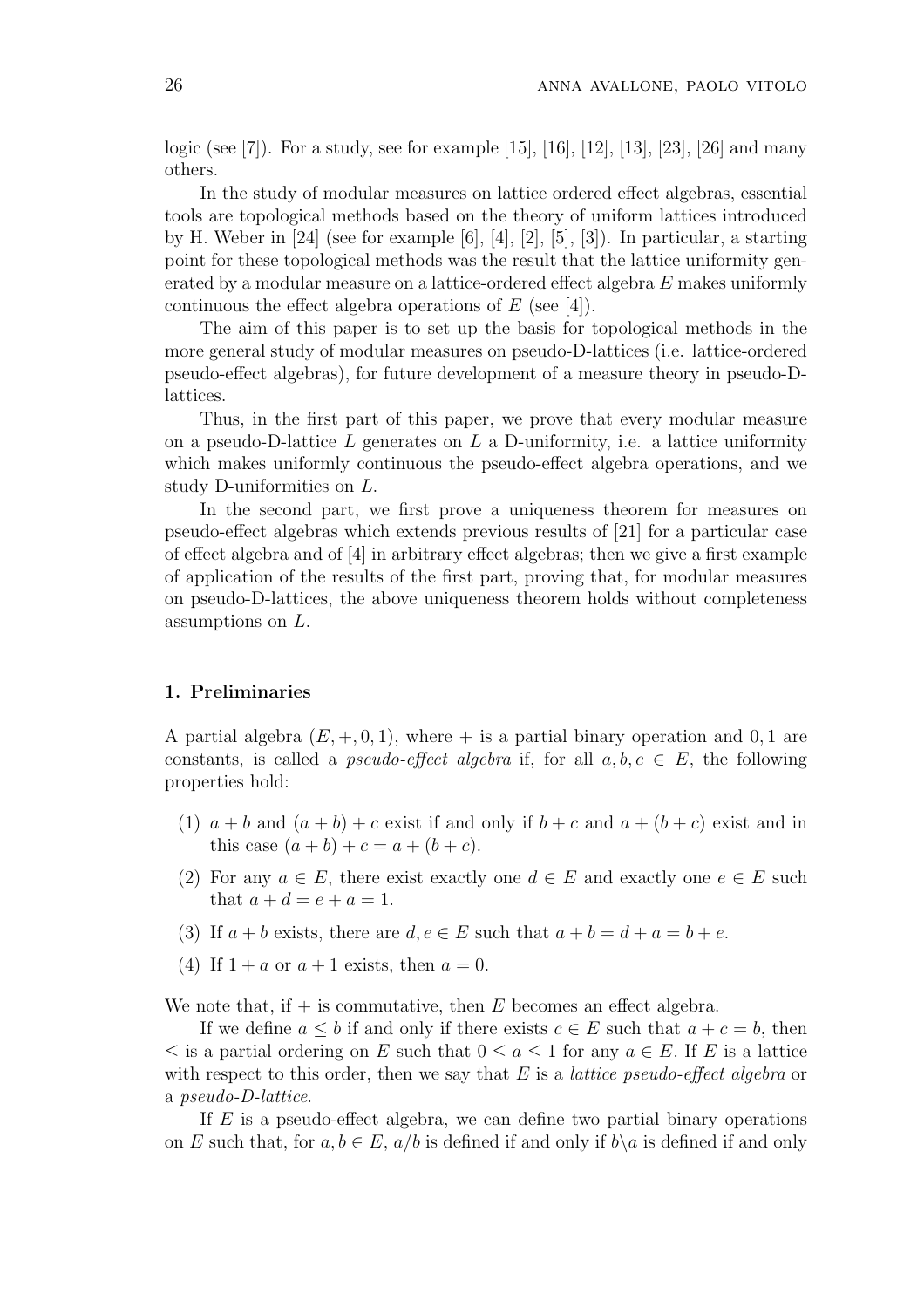logic (see [7]). For a study, see for example [15], [16], [12], [13], [23], [26] and many others.

In the study of modular measures on lattice ordered effect algebras, essential tools are topological methods based on the theory of uniform lattices introduced by H. Weber in [24] (see for example [6], [4], [2], [5], [3]). In particular, a starting point for these topological methods was the result that the lattice uniformity generated by a modular measure on a lattice-ordered effect algebra $E$ makes uniformly continuous the effect algebra operations of $E$ (see [4]).

The aim of this paper is to set up the basis for topological methods in the more general study of modular measures on pseudo-D-lattices (i.e. lattice-ordered pseudo-effect algebras), for future development of a measure theory in pseudo-D-lattices.

Thus, in the first part of this paper, we prove that every modular measure on a pseudo-D-lattice $L$ generates on $L$ a D-uniformity, i.e. a lattice uniformity which makes uniformly continuous the pseudo-effect algebra operations, and we study D-uniformities on $L$.

In the second part, we first prove a uniqueness theorem for measures on pseudo-effect algebras which extends previous results of [21] for a particular case of effect algebra and of [4] in arbitrary effect algebras; then we give a first example of application of the results of the first part, proving that, for modular measures on pseudo-D-lattices, the above uniqueness theorem holds without completeness assumptions on $L$.

## 1. Preliminaries

A partial algebra $(E, +, 0, 1)$, where $+$ is a partial binary operation and $0, 1$ are constants, is called a *pseudo-effect algebra* if, for all $a, b, c \in E$, the following properties hold:

(1) $a + b$ and $(a + b) + c$ exist if and only if $b + c$ and $a + (b + c)$ exist and in this case $(a + b) + c = a + (b + c)$.

(2) For any $a \in E$, there exist exactly one $d \in E$ and exactly one $e \in E$ such that $a + d = e + a = 1$.

(3) If $a + b$ exists, there are $d, e \in E$ such that $a + b = d + a = b + e$.

(4) If $1 + a$ or $a + 1$ exists, then $a = 0$.

We note that, if $+$ is commutative, then $E$ becomes an effect algebra.

If we define $a \leq b$ if and only if there exists $c \in E$ such that $a + c = b$, then $\leq$ is a partial ordering on $E$ such that $0 \leq a \leq 1$ for any $a \in E$. If $E$ is a lattice with respect to this order, then we say that $E$ is a *lattice pseudo-effect algebra* or a *pseudo-D-lattice*.

If $E$ is a pseudo-effect algebra, we can define two partial binary operations on $E$ such that, for $a, b \in E$, $a/b$ is defined if and only if $b\backslash a$ is defined if and only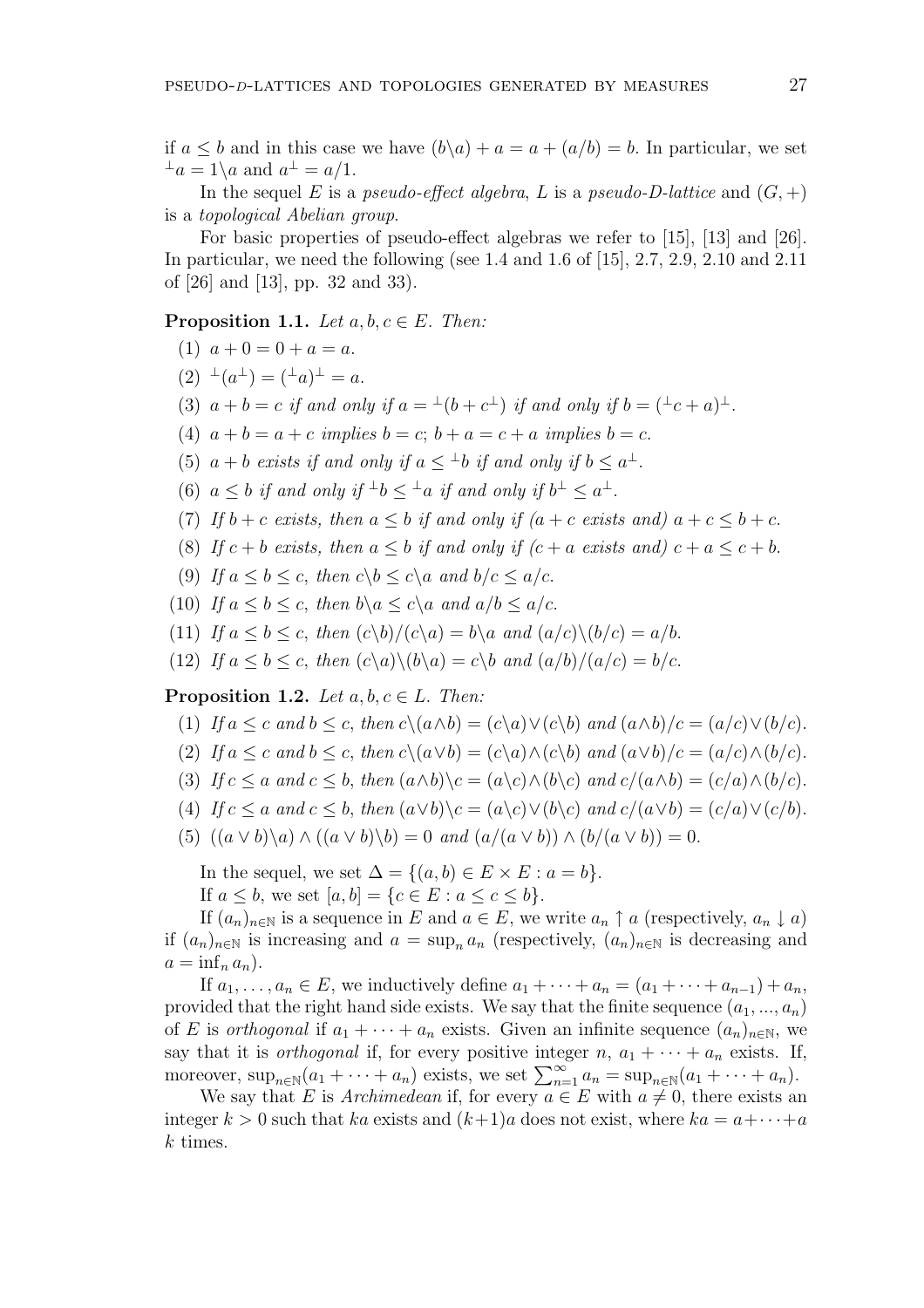if $a \leq b$ and in this case we have $(b\backslash a) + a = a + (a/b) = b$. In particular, we set ${}^{\perp}a = 1\backslash a$ and $a^{\perp} = a/1$.

In the sequel $E$ is a *pseudo-effect algebra*, $L$ is a *pseudo-D-lattice* and $(G, +)$ is a *topological Abelian group*.

For basic properties of pseudo-effect algebras we refer to [15], [13] and [26]. In particular, we need the following (see 1.4 and 1.6 of [15], 2.7, 2.9, 2.10 and 2.11 of [26] and [13], pp. 32 and 33).

**Proposition 1.1.** *Let $a, b, c \in E$. Then:*

1. $a + 0 = 0 + a = a$.
2. ${}^{\perp}(a^{\perp}) = ({}^{\perp}a)^{\perp} = a$.
3. *$a + b = c$ if and only if $a = {}^{\perp}(b + c^{\perp})$ if and only if $b = ({}^{\perp}c + a)^{\perp}$.*
4. *$a + b = a + c$ implies $b = c$; $b + a = c + a$ implies $b = c$.*
5. *$a + b$ exists if and only if $a \leq {}^{\perp}b$ if and only if $b \leq a^{\perp}$.*
6. *$a \leq b$ if and only if ${}^{\perp}b \leq {}^{\perp}a$ if and only if $b^{\perp} \leq a^{\perp}$.*
7. *If $b + c$ exists, then $a \leq b$ if and only if ($a + c$ exists and) $a + c \leq b + c$.*
8. *If $c + b$ exists, then $a \leq b$ if and only if ($c + a$ exists and) $c + a \leq c + b$.*
9. *If $a \leq b \leq c$, then $c\backslash b \leq c\backslash a$ and $b/c \leq a/c$.*
10. *If $a \leq b \leq c$, then $b\backslash a \leq c\backslash a$ and $a/b \leq a/c$.*
11. *If $a \leq b \leq c$, then $(c\backslash b)/(c\backslash a) = b\backslash a$ and $(a/c)\backslash(b/c) = a/b$.*
12. *If $a \leq b \leq c$, then $(c\backslash a)\backslash(b\backslash a) = c\backslash b$ and $(a/b)/(a/c) = b/c$.*

**Proposition 1.2.** *Let $a, b, c \in L$. Then:*

1. *If $a \leq c$ and $b \leq c$, then $c\backslash(a \wedge b) = (c\backslash a) \vee (c\backslash b)$ and $(a \wedge b)/c = (a/c) \vee (b/c)$.*
2. *If $a \leq c$ and $b \leq c$, then $c\backslash(a \vee b) = (c\backslash a) \wedge (c\backslash b)$ and $(a \vee b)/c = (a/c) \wedge (b/c)$.*
3. *If $c \leq a$ and $c \leq b$, then $(a \wedge b)\backslash c = (a\backslash c) \wedge (b\backslash c)$ and $c/(a \wedge b) = (c/a) \wedge (b/c)$.*
4. *If $c \leq a$ and $c \leq b$, then $(a \vee b)\backslash c = (a\backslash c) \vee (b\backslash c)$ and $c/(a \vee b) = (c/a) \vee (c/b)$.*
5. *$((a \vee b)\backslash a) \wedge ((a \vee b)\backslash b) = 0$ and $(a/(a \vee b)) \wedge (b/(a \vee b)) = 0$.*

In the sequel, we set $\Delta = \{(a, b) \in E \times E : a = b\}$.

If $a \leq b$, we set $[a, b] = \{c \in E : a \leq c \leq b\}$.

If $(a_n)_{n\in\mathbb{N}}$ is a sequence in $E$ and $a \in E$, we write $a_n \uparrow a$ (respectively, $a_n \downarrow a$) if $(a_n)_{n\in\mathbb{N}}$ is increasing and $a = \sup_n a_n$ (respectively, $(a_n)_{n\in\mathbb{N}}$ is decreasing and $a = \inf_n a_n$).

If $a_1, \ldots, a_n \in E$, we inductively define $a_1 + \cdots + a_n = (a_1 + \cdots + a_{n-1}) + a_n$, provided that the right hand side exists. We say that the finite sequence $(a_1, ..., a_n)$ of $E$ is *orthogonal* if $a_1 + \cdots + a_n$ exists. Given an infinite sequence $(a_n)_{n\in\mathbb{N}}$, we say that it is *orthogonal* if, for every positive integer $n$, $a_1 + \cdots + a_n$ exists. If, moreover, $\sup_{n\in\mathbb{N}}(a_1 + \cdots + a_n)$ exists, we set $\sum_{n=1}^{\infty} a_n = \sup_{n\in\mathbb{N}}(a_1 + \cdots + a_n)$.

We say that $E$ is *Archimedean* if, for every $a \in E$ with $a \neq 0$, there exists an integer $k > 0$ such that $ka$ exists and $(k+1)a$ does not exist, where $ka = a + \cdots + a$ $k$ times.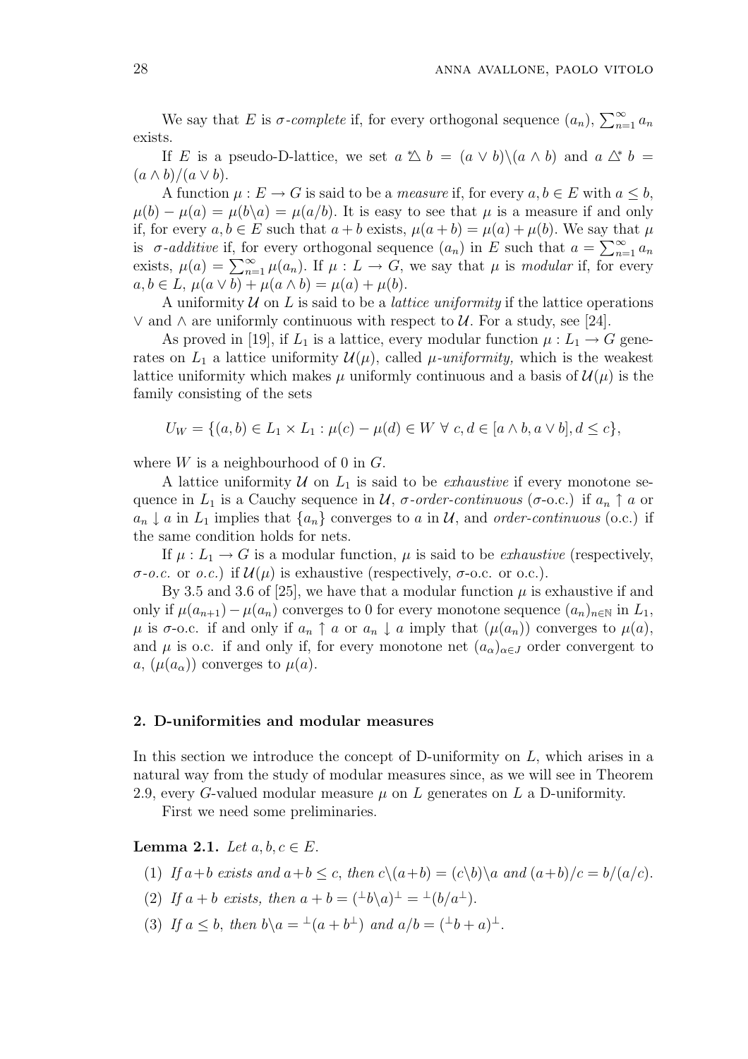We say that $E$ is *$\sigma$-complete* if, for every orthogonal sequence $(a_n)$, $\sum_{n=1}^{\infty} a_n$ exists.

If $E$ is a pseudo-D-lattice, we set $a \overset{*}{\triangle} b = (a \vee b) \backslash (a \wedge b)$ and $a \triangle^{*} b = (a \wedge b)/(a \vee b)$.

A function $\mu : E \to G$ is said to be a *measure* if, for every $a, b \in E$ with $a \leq b$, $\mu(b) - \mu(a) = \mu(b \backslash a) = \mu(a/b)$. It is easy to see that $\mu$ is a measure if and only if, for every $a, b \in E$ such that $a + b$ exists, $\mu(a + b) = \mu(a) + \mu(b)$. We say that $\mu$ is *$\sigma$-additive* if, for every orthogonal sequence $(a_n)$ in $E$ such that $a = \sum_{n=1}^{\infty} a_n$ exists, $\mu(a) = \sum_{n=1}^{\infty} \mu(a_n)$. If $\mu : L \to G$, we say that $\mu$ is *modular* if, for every $a, b \in L$, $\mu(a \vee b) + \mu(a \wedge b) = \mu(a) + \mu(b)$.

A uniformity $\mathcal{U}$ on $L$ is said to be a *lattice uniformity* if the lattice operations $\vee$ and $\wedge$ are uniformly continuous with respect to $\mathcal{U}$. For a study, see [24].

As proved in [19], if $L_1$ is a lattice, every modular function $\mu : L_1 \to G$ generates on $L_1$ a lattice uniformity $\mathcal{U}(\mu)$, called *$\mu$-uniformity,* which is the weakest lattice uniformity which makes $\mu$ uniformly continuous and a basis of $\mathcal{U}(\mu)$ is the family consisting of the sets

$$U_W = \{(a, b) \in L_1 \times L_1 : \mu(c) - \mu(d) \in W \ \forall \ c, d \in [a \wedge b, a \vee b], d \leq c\},$$

where $W$ is a neighbourhood of 0 in $G$.

A lattice uniformity $\mathcal{U}$ on $L_1$ is said to be *exhaustive* if every monotone sequence in $L_1$ is a Cauchy sequence in $\mathcal{U}$, *$\sigma$-order-continuous* ($\sigma$-o.c.) if $a_n \uparrow a$ or $a_n \downarrow a$ in $L_1$ implies that $\{a_n\}$ converges to $a$ in $\mathcal{U}$, and *order-continuous* (o.c.) if the same condition holds for nets.

If $\mu : L_1 \to G$ is a modular function, $\mu$ is said to be *exhaustive* (respectively, *$\sigma$-o.c.* or *o.c.*) if $\mathcal{U}(\mu)$ is exhaustive (respectively, $\sigma$-o.c. or o.c.).

By 3.5 and 3.6 of [25], we have that a modular function $\mu$ is exhaustive if and only if $\mu(a_{n+1}) - \mu(a_n)$ converges to 0 for every monotone sequence $(a_n)_{n \in \mathbb{N}}$ in $L_1$, $\mu$ is $\sigma$-o.c. if and only if $a_n \uparrow a$ or $a_n \downarrow a$ imply that $(\mu(a_n))$ converges to $\mu(a)$, and $\mu$ is o.c. if and only if, for every monotone net $(a_\alpha)_{\alpha \in J}$ order convergent to $a$, $(\mu(a_\alpha))$ converges to $\mu(a)$.

## 2. D-uniformities and modular measures

In this section we introduce the concept of D-uniformity on $L$, which arises in a natural way from the study of modular measures since, as we will see in Theorem 2.9, every $G$-valued modular measure $\mu$ on $L$ generates on $L$ a D-uniformity.

First we need some preliminaries.

**Lemma 2.1.** *Let $a, b, c \in E$.*

1. *If $a+b$ exists and $a+b \leq c$, then $c \backslash (a+b) = (c \backslash b) \backslash a$ and $(a+b)/c = b/(a/c)$.*
2. *If $a + b$ exists, then $a + b = ({}^{\perp}b \backslash a)^{\perp} = {}^{\perp}(b/a^{\perp})$.*
3. *If $a \leq b$, then $b \backslash a = {}^{\perp}(a + b^{\perp})$ and $a/b = ({}^{\perp}b + a)^{\perp}$.*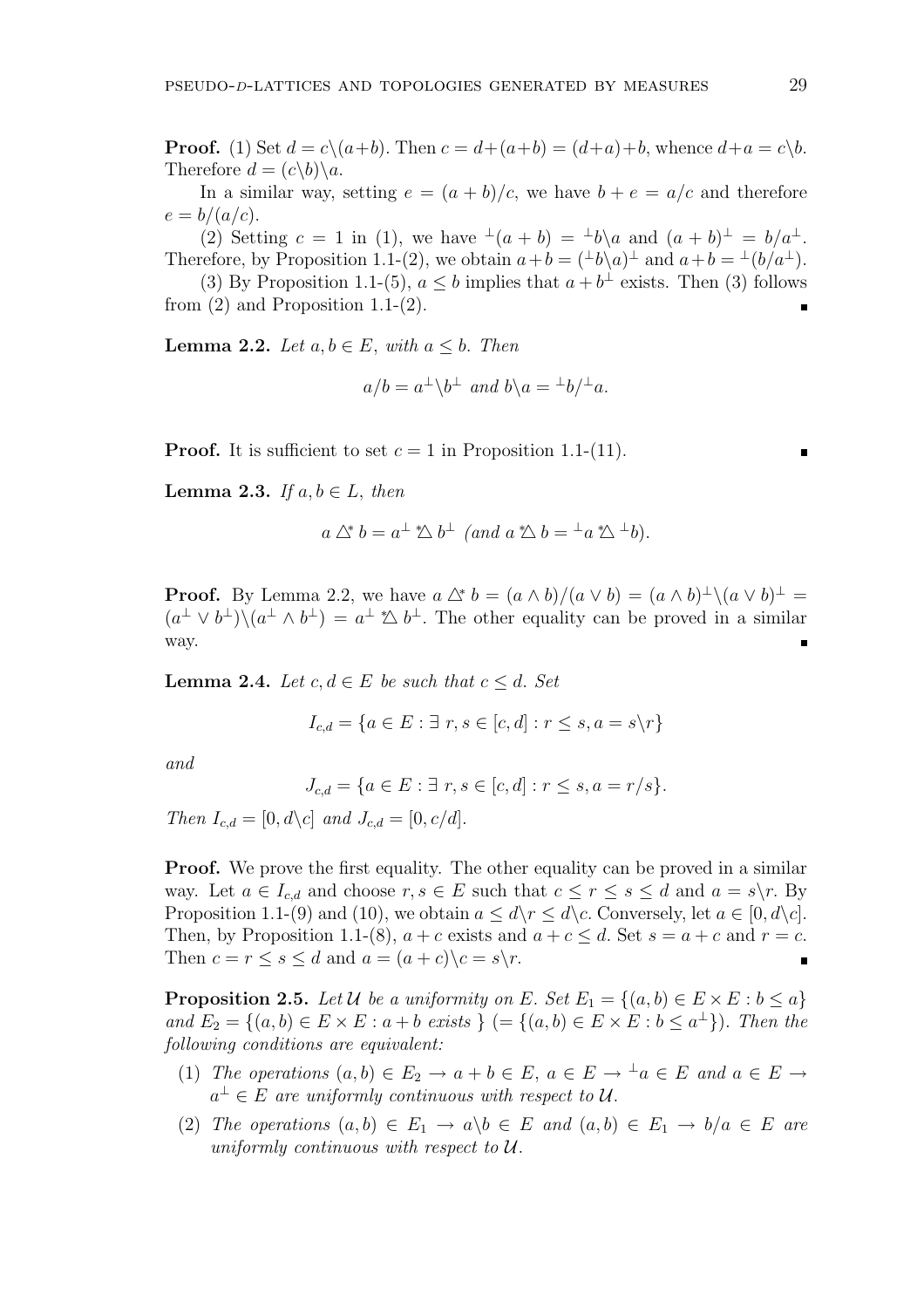**Proof.** (1) Set $d = c\backslash(a+b)$. Then $c = d+(a+b) = (d+a)+b$, whence $d+a = c\backslash b$. Therefore $d = (c\backslash b)\backslash a$.

In a similar way, setting $e = (a+b)/c$, we have $b+e = a/c$ and therefore $e = b/(a/c)$.

(2) Setting $c = 1$ in (1), we have ${}^{\perp}(a+b) = {}^{\perp}b\backslash a$ and $(a+b)^{\perp} = b/a^{\perp}$. Therefore, by Proposition 1.1-(2), we obtain $a+b = ({}^{\perp}b\backslash a)^{\perp}$ and $a+b = {}^{\perp}(b/a^{\perp})$.

(3) By Proposition 1.1-(5), $a \leq b$ implies that $a + b^{\perp}$ exists. Then (3) follows from (2) and Proposition 1.1-(2). ∎

**Lemma 2.2.** *Let $a, b \in E$, with $a \leq b$. Then*

$$a/b = a^{\perp}\backslash b^{\perp} \text{ and } b\backslash a = {}^{\perp}b/{}^{\perp}a.$$

**Proof.** It is sufficient to set $c = 1$ in Proposition 1.1-(11). ∎

**Lemma 2.3.** *If $a, b \in L$, then*

$$a \mathbin{\triangle^{*}} b = a^{\perp} \mathbin{{}^{*}\triangle} b^{\perp} \ (\text{and } a \mathbin{{}^{*}\triangle} b = {}^{\perp}a \mathbin{{}^{*}\triangle} {}^{\perp}b).$$

**Proof.** By Lemma 2.2, we have $a \mathbin{\triangle^{*}} b = (a \wedge b)/(a \vee b) = (a \wedge b)^{\perp}\backslash(a \vee b)^{\perp} = (a^{\perp} \vee b^{\perp})\backslash(a^{\perp} \wedge b^{\perp}) = a^{\perp} \mathbin{{}^{*}\triangle} b^{\perp}$. The other equality can be proved in a similar way. ∎

**Lemma 2.4.** *Let $c, d \in E$ be such that $c \leq d$. Set*

$$I_{c,d} = \{a \in E : \exists\ r, s \in [c, d] : r \leq s, a = s\backslash r\}$$

*and*

$$J_{c,d} = \{a \in E : \exists\ r, s \in [c, d] : r \leq s, a = r/s\}.$$

*Then $I_{c,d} = [0, d\backslash c]$ and $J_{c,d} = [0, c/d]$.*

**Proof.** We prove the first equality. The other equality can be proved in a similar way. Let $a \in I_{c,d}$ and choose $r, s \in E$ such that $c \leq r \leq s \leq d$ and $a = s\backslash r$. By Proposition 1.1-(9) and (10), we obtain $a \leq d\backslash r \leq d\backslash c$. Conversely, let $a \in [0, d\backslash c]$. Then, by Proposition 1.1-(8), $a + c$ exists and $a + c \leq d$. Set $s = a + c$ and $r = c$. Then $c = r \leq s \leq d$ and $a = (a + c)\backslash c = s\backslash r$. ∎

**Proposition 2.5.** *Let $\mathcal{U}$ be a uniformity on $E$. Set $E_1 = \{(a, b) \in E \times E : b \leq a\}$ and $E_2 = \{(a, b) \in E \times E : a + b \text{ exists }\}$ $(= \{(a, b) \in E \times E : b \leq a^{\perp}\})$. Then the following conditions are equivalent:*

1. *The operations $(a, b) \in E_2 \to a + b \in E$, $a \in E \to {}^{\perp}a \in E$ and $a \in E \to a^{\perp} \in E$ are uniformly continuous with respect to $\mathcal{U}$.*
2. *The operations $(a, b) \in E_1 \to a\backslash b \in E$ and $(a, b) \in E_1 \to b/a \in E$ are uniformly continuous with respect to $\mathcal{U}$.*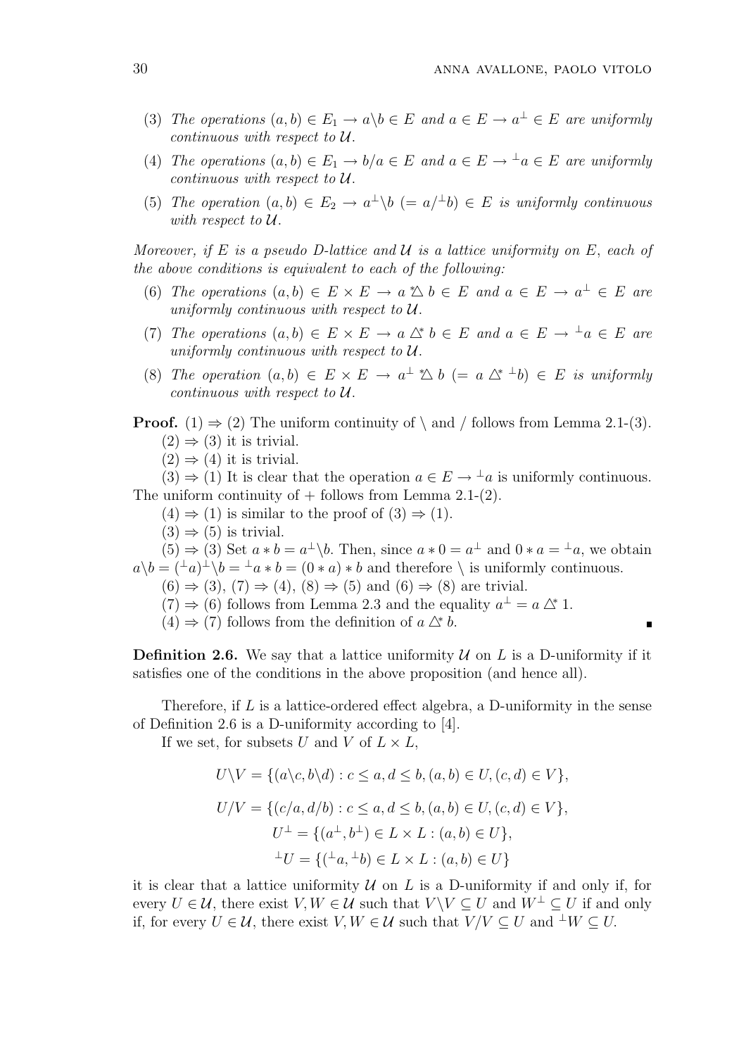(3) *The operations* $(a,b) \in E_1 \to a \backslash b \in E$ *and* $a \in E \to a^\perp \in E$ *are uniformly continuous with respect to* $\mathcal{U}$.

(4) *The operations* $(a,b) \in E_1 \to b/a \in E$ *and* $a \in E \to {}^\perp a \in E$ *are uniformly continuous with respect to* $\mathcal{U}$.

(5) *The operation* $(a,b) \in E_2 \to a^\perp \backslash b \ (= a/{}^\perp b) \in E$ *is uniformly continuous with respect to* $\mathcal{U}$.

*Moreover, if* $E$ *is a pseudo D-lattice and* $\mathcal{U}$ *is a lattice uniformity on* $E$*, each of the above conditions is equivalent to each of the following:*

(6) *The operations* $(a,b) \in E \times E \to a \,\overset{*}{\triangle}\, b \in E$ *and* $a \in E \to a^\perp \in E$ *are uniformly continuous with respect to* $\mathcal{U}$.

(7) *The operations* $(a,b) \in E \times E \to a \,\triangle^{*}\, b \in E$ *and* $a \in E \to {}^\perp a \in E$ *are uniformly continuous with respect to* $\mathcal{U}$.

(8) *The operation* $(a,b) \in E \times E \to a^\perp \,\overset{*}{\triangle}\, b \ (= a \,\triangle^{*}\, {}^\perp b) \in E$ *is uniformly continuous with respect to* $\mathcal{U}$.

**Proof.** $(1) \Rightarrow (2)$ The uniform continuity of $\backslash$ and $/$ follows from Lemma 2.1-(3).

$(2) \Rightarrow (3)$ it is trivial.

$(2) \Rightarrow (4)$ it is trivial.

$(3) \Rightarrow (1)$ It is clear that the operation $a \in E \to {}^\perp a$ is uniformly continuous. The uniform continuity of $+$ follows from Lemma 2.1-(2).

$(4) \Rightarrow (1)$ is similar to the proof of $(3) \Rightarrow (1)$.

$(3) \Rightarrow (5)$ is trivial.

$(5) \Rightarrow (3)$ Set $a * b = a^\perp \backslash b$. Then, since $a * 0 = a^\perp$ and $0 * a = {}^\perp a$, we obtain $a \backslash b = ({}^\perp a)^\perp \backslash b = {}^\perp a * b = (0 * a) * b$ and therefore $\backslash$ is uniformly continuous.

$(6) \Rightarrow (3)$, $(7) \Rightarrow (4)$, $(8) \Rightarrow (5)$ and $(6) \Rightarrow (8)$ are trivial.

$(7) \Rightarrow (6)$ follows from Lemma 2.3 and the equality $a^\perp = a \,\triangle^{*}\, 1$.

$(4) \Rightarrow (7)$ follows from the definition of $a \,\triangle^{*}\, b$. ∎

**Definition 2.6.** We say that a lattice uniformity $\mathcal{U}$ on $L$ is a D-uniformity if it satisfies one of the conditions in the above proposition (and hence all).

Therefore, if $L$ is a lattice-ordered effect algebra, a D-uniformity in the sense of Definition 2.6 is a D-uniformity according to [4].

If we set, for subsets $U$ and $V$ of $L \times L$,

$$U \backslash V = \{(a \backslash c, b \backslash d) : c \le a, d \le b, (a,b) \in U, (c,d) \in V\},$$

$$U/V = \{(c/a, d/b) : c \le a, d \le b, (a,b) \in U, (c,d) \in V\},$$

$$U^\perp = \{(a^\perp, b^\perp) \in L \times L : (a,b) \in U\},$$

$${}^\perp U = \{({}^\perp a, {}^\perp b) \in L \times L : (a,b) \in U\}$$

it is clear that a lattice uniformity $\mathcal{U}$ on $L$ is a D-uniformity if and only if, for every $U \in \mathcal{U}$, there exist $V, W \in \mathcal{U}$ such that $V \backslash V \subseteq U$ and $W^\perp \subseteq U$ if and only if, for every $U \in \mathcal{U}$, there exist $V, W \in \mathcal{U}$ such that $V/V \subseteq U$ and ${}^\perp W \subseteq U$.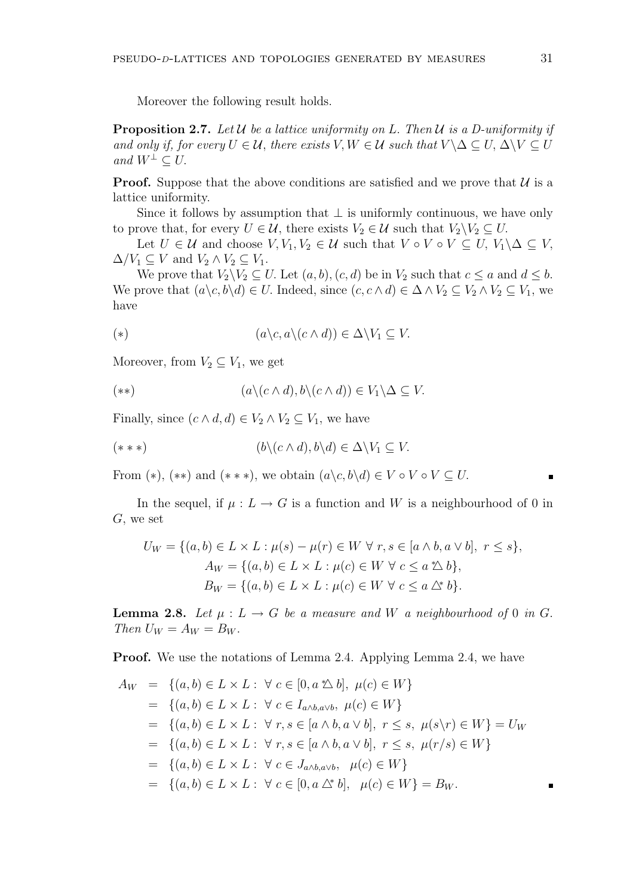Moreover the following result holds.

**Proposition 2.7.** *Let $\mathcal{U}$ be a lattice uniformity on $L$. Then $\mathcal{U}$ is a D-uniformity if and only if, for every $U \in \mathcal{U}$, there exists $V, W \in \mathcal{U}$ such that $V \backslash \Delta \subseteq U$, $\Delta \backslash V \subseteq U$ and $W^{\perp} \subseteq U$.*

**Proof.** Suppose that the above conditions are satisfied and we prove that $\mathcal{U}$ is a lattice uniformity.

Since it follows by assumption that $\perp$ is uniformly continuous, we have only to prove that, for every $U \in \mathcal{U}$, there exists $V_2 \in \mathcal{U}$ such that $V_2 \backslash V_2 \subseteq U$.

Let $U \in \mathcal{U}$ and choose $V, V_1, V_2 \in \mathcal{U}$ such that $V \circ V \circ V \subseteq U$, $V_1 \backslash \Delta \subseteq V$, $\Delta / V_1 \subseteq V$ and $V_2 \wedge V_2 \subseteq V_1$.

We prove that $V_2 \backslash V_2 \subseteq U$. Let $(a, b), (c, d)$ be in $V_2$ such that $c \leq a$ and $d \leq b$. We prove that $(a \backslash c, b \backslash d) \in U$. Indeed, since $(c, c \wedge d) \in \Delta \wedge V_2 \subseteq V_2 \wedge V_2 \subseteq V_1$, we have

$$(*) \qquad (a \backslash c, a \backslash (c \wedge d)) \in \Delta \backslash V_1 \subseteq V.$$

Moreover, from $V_2 \subseteq V_1$, we get

$$(**) \qquad (a \backslash (c \wedge d), b \backslash (c \wedge d)) \in V_1 \backslash \Delta \subseteq V.$$

Finally, since $(c \wedge d, d) \in V_2 \wedge V_2 \subseteq V_1$, we have

$$(***) \qquad (b \backslash (c \wedge d), b \backslash d) \in \Delta \backslash V_1 \subseteq V.$$

From $(*)$, $(**)$ and $(***)$, we obtain $(a \backslash c, b \backslash d) \in V \circ V \circ V \subseteq U$. ∎

In the sequel, if $\mu : L \to G$ is a function and $W$ is a neighbourhood of 0 in $G$, we set

$$U_W = \{(a, b) \in L \times L : \mu(s) - \mu(r) \in W \ \forall\ r, s \in [a \wedge b, a \vee b],\ r \leq s\},$$
$$A_W = \{(a, b) \in L \times L : \mu(c) \in W \ \forall\ c \leq a \stackrel{*}{\triangle} b\},$$
$$B_W = \{(a, b) \in L \times L : \mu(c) \in W \ \forall\ c \leq a \triangle^{*} b\}.$$

**Lemma 2.8.** *Let $\mu : L \to G$ be a measure and $W$ a neighbourhood of 0 in $G$. Then $U_W = A_W = B_W$.*

**Proof.** We use the notations of Lemma 2.4. Applying Lemma 2.4, we have

$$\begin{aligned}
A_W &= \{(a, b) \in L \times L :\ \forall\ c \in [0, a \stackrel{*}{\triangle} b],\ \mu(c) \in W\} \\
&= \{(a, b) \in L \times L :\ \forall\ c \in I_{a \wedge b, a \vee b},\ \mu(c) \in W\} \\
&= \{(a, b) \in L \times L :\ \forall\ r, s \in [a \wedge b, a \vee b],\ r \leq s,\ \mu(s \backslash r) \in W\} = U_W \\
&= \{(a, b) \in L \times L :\ \forall\ r, s \in [a \wedge b, a \vee b],\ r \leq s,\ \mu(r / s) \in W\} \\
&= \{(a, b) \in L \times L :\ \forall\ c \in J_{a \wedge b, a \vee b},\ \ \mu(c) \in W\} \\
&= \{(a, b) \in L \times L :\ \forall\ c \in [0, a \triangle^{*} b],\ \ \mu(c) \in W\} = B_W.
\end{aligned}$$

∎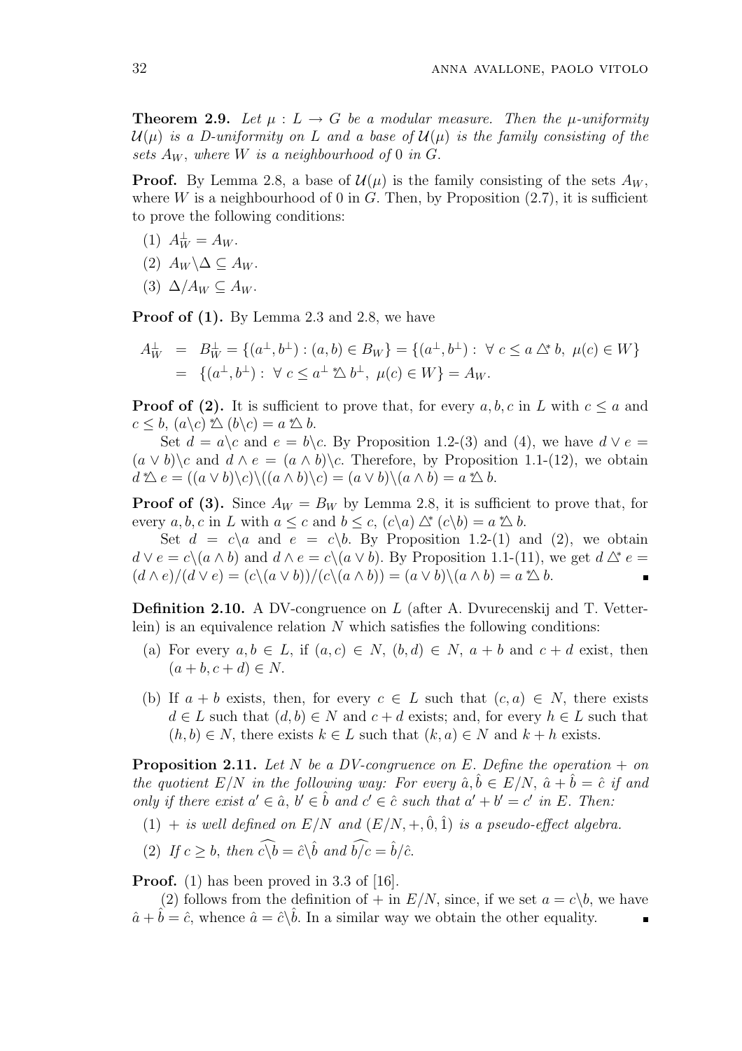**Theorem 2.9.** *Let $\mu : L \to G$ be a modular measure. Then the $\mu$-uniformity $\mathcal{U}(\mu)$ is a D-uniformity on $L$ and a base of $\mathcal{U}(\mu)$ is the family consisting of the sets $A_W$, where $W$ is a neighbourhood of 0 in $G$.*

**Proof.** By Lemma 2.8, a base of $\mathcal{U}(\mu)$ is the family consisting of the sets $A_W$, where $W$ is a neighbourhood of 0 in $G$. Then, by Proposition (2.7), it is sufficient to prove the following conditions:

(1) $A_W^{\perp} = A_W$.

(2) $A_W \backslash \Delta \subseteq A_W$.

(3) $\Delta / A_W \subseteq A_W$.

**Proof of (1).** By Lemma 2.3 and 2.8, we have

$$\begin{aligned} A_W^{\perp} &= B_W^{\perp} = \{(a^{\perp}, b^{\perp}) : (a,b) \in B_W\} = \{(a^{\perp}, b^{\perp}) : \ \forall\, c \le a \overset{*}{\triangle} b,\ \mu(c) \in W\} \\ &= \{(a^{\perp}, b^{\perp}) : \ \forall\, c \le a^{\perp} \overset{*}{\triangle} b^{\perp},\ \mu(c) \in W\} = A_W. \end{aligned}$$

**Proof of (2).** It is sufficient to prove that, for every $a, b, c$ in $L$ with $c \le a$ and $c \le b$, $(a \backslash c) \overset{*}{\triangle} (b \backslash c) = a \overset{*}{\triangle} b$.

Set $d = a \backslash c$ and $e = b \backslash c$. By Proposition 1.2-(3) and (4), we have $d \vee e = (a \vee b) \backslash c$ and $d \wedge e = (a \wedge b) \backslash c$. Therefore, by Proposition 1.1-(12), we obtain $d \overset{*}{\triangle} e = ((a \vee b) \backslash c) \backslash ((a \wedge b) \backslash c) = (a \vee b) \backslash (a \wedge b) = a \overset{*}{\triangle} b$.

**Proof of (3).** Since $A_W = B_W$ by Lemma 2.8, it is sufficient to prove that, for every $a, b, c$ in $L$ with $a \le c$ and $b \le c$, $(c \backslash a) \overset{*}{\triangle} (c \backslash b) = a \overset{*}{\triangle} b$.

Set $d = c \backslash a$ and $e = c \backslash b$. By Proposition 1.2-(1) and (2), we obtain $d \vee e = c \backslash (a \wedge b)$ and $d \wedge e = c \backslash (a \vee b)$. By Proposition 1.1-(11), we get $d \overset{*}{\triangle} e = (d \wedge e)/(d \vee e) = (c \backslash (a \vee b))/(c \backslash (a \wedge b)) = (a \vee b) \backslash (a \wedge b) = a \overset{*}{\triangle} b$. ∎

**Definition 2.10.** A DV-congruence on $L$ (after A. Dvurecenskij and T. Vetterlein) is an equivalence relation $N$ which satisfies the following conditions:

(a) For every $a, b \in L$, if $(a, c) \in N$, $(b, d) \in N$, $a + b$ and $c + d$ exist, then $(a + b, c + d) \in N$.

(b) If $a + b$ exists, then, for every $c \in L$ such that $(c, a) \in N$, there exists $d \in L$ such that $(d, b) \in N$ and $c + d$ exists; and, for every $h \in L$ such that $(h, b) \in N$, there exists $k \in L$ such that $(k, a) \in N$ and $k + h$ exists.

**Proposition 2.11.** *Let $N$ be a DV-congruence on $E$. Define the operation $+$ on the quotient $E/N$ in the following way: For every $\hat{a}, \hat{b} \in E/N$, $\hat{a} + \hat{b} = \hat{c}$ if and only if there exist $a' \in \hat{a}$, $b' \in \hat{b}$ and $c' \in \hat{c}$ such that $a' + b' = c'$ in $E$. Then:*

(1) *$+$ is well defined on $E/N$ and $(E/N, +, \hat{0}, \hat{1})$ is a pseudo-effect algebra.*

(2) *If $c \ge b$, then $\widehat{c \backslash b} = \hat{c} \backslash \hat{b}$ and $\widehat{b / c} = \hat{b} / \hat{c}$.*

**Proof.** (1) has been proved in 3.3 of [16].

(2) follows from the definition of $+$ in $E/N$, since, if we set $a = c \backslash b$, we have $\hat{a} + \hat{b} = \hat{c}$, whence $\hat{a} = \hat{c} \backslash \hat{b}$. In a similar way we obtain the other equality. ∎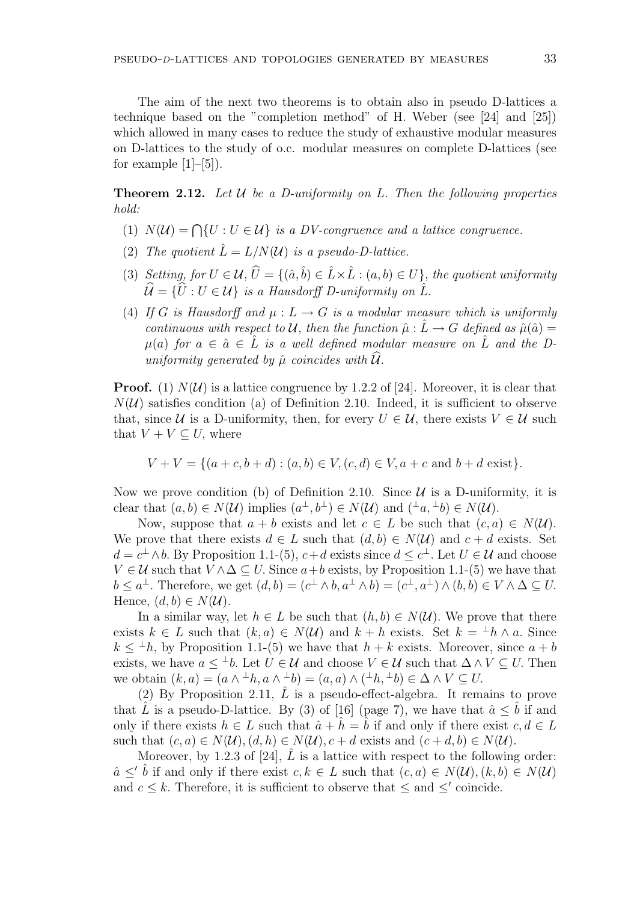The aim of the next two theorems is to obtain also in pseudo D-lattices a technique based on the "completion method" of H. Weber (see [24] and [25]) which allowed in many cases to reduce the study of exhaustive modular measures on D-lattices to the study of o.c. modular measures on complete D-lattices (see for example [1]–[5]).

**Theorem 2.12.** *Let $\mathcal{U}$ be a D-uniformity on $L$. Then the following properties hold:*

1. *$N(\mathcal{U}) = \bigcap\{U : U \in \mathcal{U}\}$ is a DV-congruence and a lattice congruence.*
2. *The quotient $\hat{L} = L/N(\mathcal{U})$ is a pseudo-D-lattice.*
3. *Setting, for $U \in \mathcal{U}$, $\widehat{U} = \{(\hat{a}, \hat{b}) \in \hat{L} \times \hat{L} : (a, b) \in U\}$, the quotient uniformity $\widehat{\mathcal{U}} = \{\widehat{U} : U \in \mathcal{U}\}$ is a Hausdorff D-uniformity on $\hat{L}$.*
4. *If $G$ is Hausdorff and $\mu : L \to G$ is a modular measure which is uniformly continuous with respect to $\mathcal{U}$, then the function $\hat{\mu} : \hat{L} \to G$ defined as $\hat{\mu}(\hat{a}) = \mu(a)$ for $a \in \hat{a} \in \hat{L}$ is a well defined modular measure on $\hat{L}$ and the D-uniformity generated by $\hat{\mu}$ coincides with $\widehat{\mathcal{U}}$.*

**Proof.** (1) $N(\mathcal{U})$ is a lattice congruence by 1.2.2 of [24]. Moreover, it is clear that $N(\mathcal{U})$ satisfies condition (a) of Definition 2.10. Indeed, it is sufficient to observe that, since $\mathcal{U}$ is a D-uniformity, then, for every $U \in \mathcal{U}$, there exists $V \in \mathcal{U}$ such that $V + V \subseteq U$, where

$$V + V = \{(a + c, b + d) : (a, b) \in V, (c, d) \in V, a + c \text{ and } b + d \text{ exist}\}.$$

Now we prove condition (b) of Definition 2.10. Since $\mathcal{U}$ is a D-uniformity, it is clear that $(a, b) \in N(\mathcal{U})$ implies $(a^{\perp}, b^{\perp}) \in N(\mathcal{U})$ and $({}^{\perp}a, {}^{\perp}b) \in N(\mathcal{U})$.

Now, suppose that $a + b$ exists and let $c \in L$ be such that $(c, a) \in N(\mathcal{U})$. We prove that there exists $d \in L$ such that $(d, b) \in N(\mathcal{U})$ and $c + d$ exists. Set $d = c^{\perp} \wedge b$. By Proposition 1.1-(5), $c + d$ exists since $d \leq c^{\perp}$. Let $U \in \mathcal{U}$ and choose $V \in \mathcal{U}$ such that $V \wedge \Delta \subseteq U$. Since $a + b$ exists, by Proposition 1.1-(5) we have that $b \leq a^{\perp}$. Therefore, we get $(d, b) = (c^{\perp} \wedge b, a^{\perp} \wedge b) = (c^{\perp}, a^{\perp}) \wedge (b, b) \in V \wedge \Delta \subseteq U$. Hence, $(d, b) \in N(\mathcal{U})$.

In a similar way, let $h \in L$ be such that $(h, b) \in N(\mathcal{U})$. We prove that there exists $k \in L$ such that $(k, a) \in N(\mathcal{U})$ and $k + h$ exists. Set $k = {}^{\perp}h \wedge a$. Since $k \leq {}^{\perp}h$, by Proposition 1.1-(5) we have that $h + k$ exists. Moreover, since $a + b$ exists, we have $a \leq {}^{\perp}b$. Let $U \in \mathcal{U}$ and choose $V \in \mathcal{U}$ such that $\Delta \wedge V \subseteq U$. Then we obtain $(k, a) = (a \wedge {}^{\perp}h, a \wedge {}^{\perp}b) = (a, a) \wedge ({}^{\perp}h, {}^{\perp}b) \in \Delta \wedge V \subseteq U$.

(2) By Proposition 2.11, $\hat{L}$ is a pseudo-effect-algebra. It remains to prove that $\hat{L}$ is a pseudo-D-lattice. By (3) of [16] (page 7), we have that $\hat{a} \leq \hat{b}$ if and only if there exists $h \in L$ such that $\hat{a} + \hat{h} = \hat{b}$ if and only if there exist $c, d \in L$ such that $(c, a) \in N(\mathcal{U}), (d, h) \in N(\mathcal{U}), c + d$ exists and $(c + d, b) \in N(\mathcal{U})$.

Moreover, by 1.2.3 of [24], $\hat{L}$ is a lattice with respect to the following order: $\hat{a} \leq' \hat{b}$ if and only if there exist $c, k \in L$ such that $(c, a) \in N(\mathcal{U}), (k, b) \in N(\mathcal{U})$ and $c \leq k$. Therefore, it is sufficient to observe that $\leq$ and $\leq'$ coincide.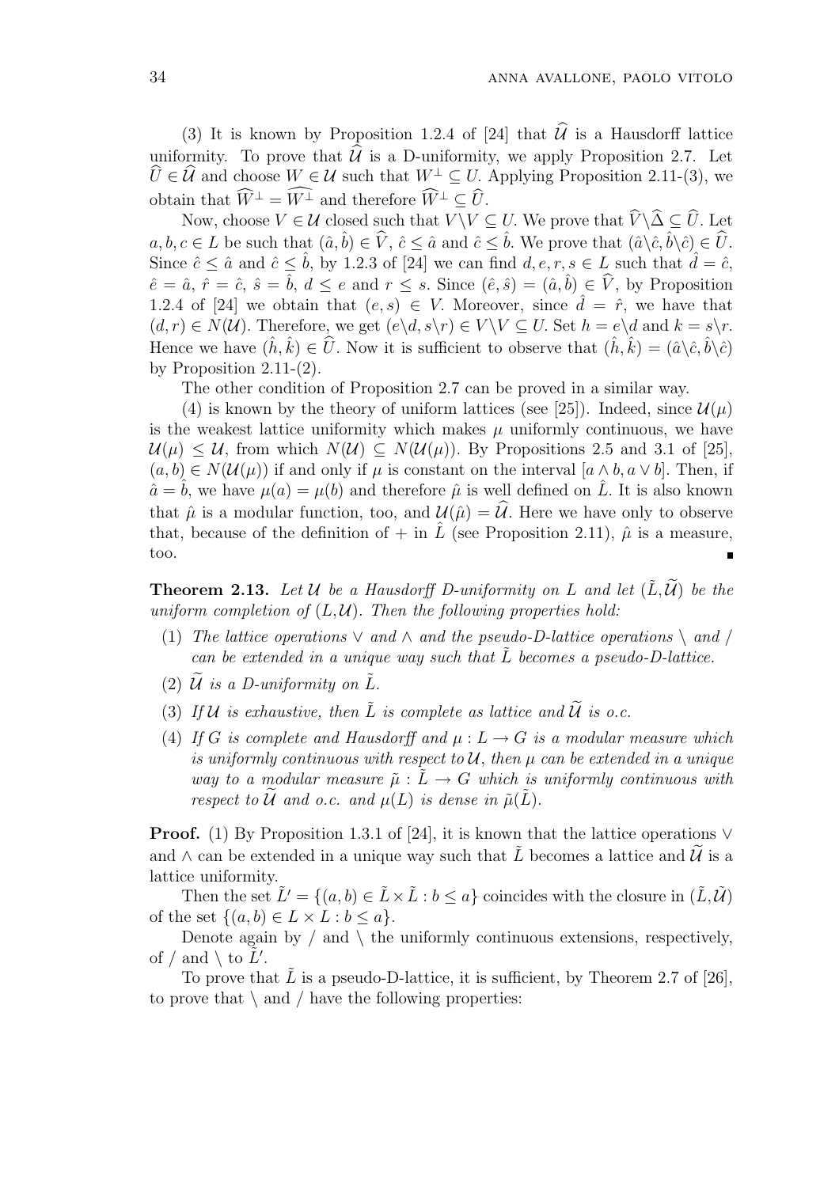(3) It is known by Proposition 1.2.4 of [24] that $\widehat{\mathcal{U}}$ is a Hausdorff lattice uniformity. To prove that $\widehat{\mathcal{U}}$ is a D-uniformity, we apply Proposition 2.7. Let $\widehat{U} \in \widehat{\mathcal{U}}$ and choose $W \in \mathcal{U}$ such that $W^{\perp} \subseteq U$. Applying Proposition 2.11-(3), we obtain that $\widehat{W}^{\perp} = \widehat{W^{\perp}}$ and therefore $\widehat{W}^{\perp} \subseteq \widehat{U}$.

Now, choose $V \in \mathcal{U}$ closed such that $V \backslash V \subseteq U$. We prove that $\widehat{V} \backslash \widehat{\Delta} \subseteq \widehat{U}$. Let $a, b, c \in L$ be such that $(\hat{a}, \hat{b}) \in \widehat{V}$, $\hat{c} \leq \hat{a}$ and $\hat{c} \leq \hat{b}$. We prove that $(\hat{a} \backslash \hat{c}, \hat{b} \backslash \hat{c}) \in \widehat{U}$. Since $\hat{c} \leq \hat{a}$ and $\hat{c} \leq \hat{b}$, by 1.2.3 of [24] we can find $d, e, r, s \in L$ such that $\hat{d} = \hat{c}$, $\hat{e} = \hat{a}$, $\hat{r} = \hat{c}$, $\hat{s} = \hat{b}$, $d \leq e$ and $r \leq s$. Since $(\hat{e}, \hat{s}) = (\hat{a}, \hat{b}) \in \widehat{V}$, by Proposition 1.2.4 of [24] we obtain that $(e, s) \in V$. Moreover, since $\hat{d} = \hat{r}$, we have that $(d, r) \in N(\mathcal{U})$. Therefore, we get $(e \backslash d, s \backslash r) \in V \backslash V \subseteq U$. Set $h = e \backslash d$ and $k = s \backslash r$. Hence we have $(\hat{h}, \hat{k}) \in \widehat{U}$. Now it is sufficient to observe that $(\hat{h}, \hat{k}) = (\hat{a} \backslash \hat{c}, \hat{b} \backslash \hat{c})$ by Proposition 2.11-(2).

The other condition of Proposition 2.7 can be proved in a similar way.

(4) is known by the theory of uniform lattices (see [25]). Indeed, since $\mathcal{U}(\mu)$ is the weakest lattice uniformity which makes $\mu$ uniformly continuous, we have $\mathcal{U}(\mu) \leq \mathcal{U}$, from which $N(\mathcal{U}) \subseteq N(\mathcal{U}(\mu))$. By Propositions 2.5 and 3.1 of [25], $(a, b) \in N(\mathcal{U}(\mu))$ if and only if $\mu$ is constant on the interval $[a \wedge b, a \vee b]$. Then, if $\hat{a} = \hat{b}$, we have $\mu(a) = \mu(b)$ and therefore $\hat{\mu}$ is well defined on $\hat{L}$. It is also known that $\hat{\mu}$ is a modular function, too, and $\mathcal{U}(\hat{\mu}) = \widehat{\mathcal{U}}$. Here we have only to observe that, because of the definition of $+$ in $\hat{L}$ (see Proposition 2.11), $\hat{\mu}$ is a measure, too. ∎

**Theorem 2.13.** *Let $\mathcal{U}$ be a Hausdorff D-uniformity on $L$ and let $(\tilde{L}, \widetilde{\mathcal{U}})$ be the uniform completion of $(L, \mathcal{U})$. Then the following properties hold:*

1. *The lattice operations $\vee$ and $\wedge$ and the pseudo-D-lattice operations $\backslash$ and $/$ can be extended in a unique way such that $\tilde{L}$ becomes a pseudo-D-lattice.*
2. *$\widetilde{\mathcal{U}}$ is a D-uniformity on $\tilde{L}$.*
3. *If $\mathcal{U}$ is exhaustive, then $\tilde{L}$ is complete as lattice and $\widetilde{\mathcal{U}}$ is o.c.*
4. *If $G$ is complete and Hausdorff and $\mu : L \to G$ is a modular measure which is uniformly continuous with respect to $\mathcal{U}$, then $\mu$ can be extended in a unique way to a modular measure $\tilde{\mu} : \tilde{L} \to G$ which is uniformly continuous with respect to $\widetilde{\mathcal{U}}$ and o.c. and $\mu(L)$ is dense in $\tilde{\mu}(\tilde{L})$.*

**Proof.** (1) By Proposition 1.3.1 of [24], it is known that the lattice operations $\vee$ and $\wedge$ can be extended in a unique way such that $\tilde{L}$ becomes a lattice and $\widetilde{\mathcal{U}}$ is a lattice uniformity.

Then the set $\tilde{L}' = \{(a, b) \in \tilde{L} \times \tilde{L} : b \leq a\}$ coincides with the closure in $(\tilde{L}, \tilde{\mathcal{U}})$ of the set $\{(a, b) \in L \times L : b \leq a\}$.

Denote again by $/$ and $\backslash$ the uniformly continuous extensions, respectively, of $/$ and $\backslash$ to $\tilde{L}'$.

To prove that $\tilde{L}$ is a pseudo-D-lattice, it is sufficient, by Theorem 2.7 of [26], to prove that $\backslash$ and $/$ have the following properties: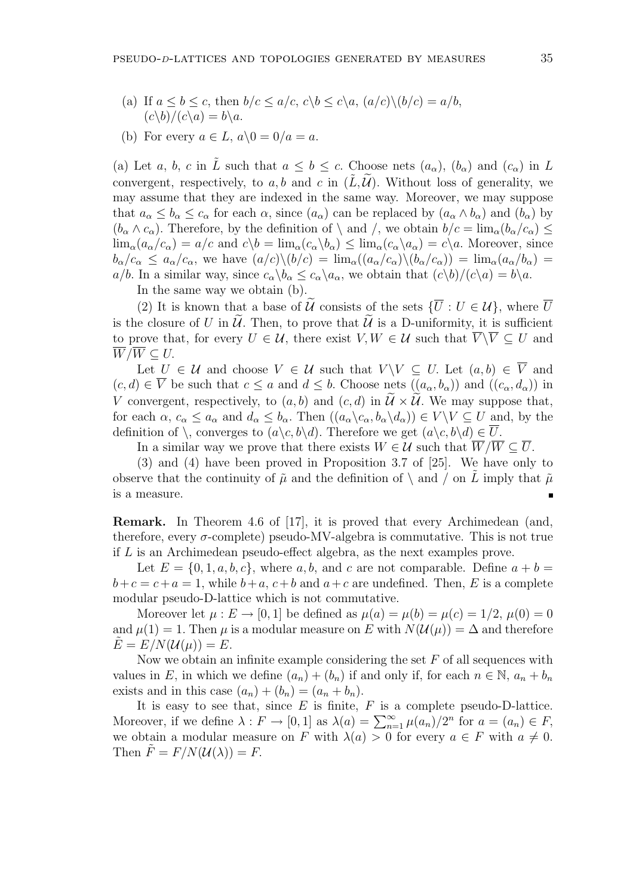(a) If $a \leq b \leq c$, then $b/c \leq a/c$, $c\backslash b \leq c\backslash a$, $(a/c)\backslash(b/c) = a/b$, $(c\backslash b)/(c\backslash a) = b\backslash a$.

(b) For every $a \in L$, $a\backslash 0 = 0/a = a$.

(a) Let $a$, $b$, $c$ in $\tilde{L}$ such that $a \leq b \leq c$. Choose nets $(a_\alpha)$, $(b_\alpha)$ and $(c_\alpha)$ in $L$ convergent, respectively, to $a, b$ and $c$ in $(\tilde{L}, \widetilde{\mathcal{U}})$. Without loss of generality, we may assume that they are indexed in the same way. Moreover, we may suppose that $a_\alpha \leq b_\alpha \leq c_\alpha$ for each $\alpha$, since $(a_\alpha)$ can be replaced by $(a_\alpha \wedge b_\alpha)$ and $(b_\alpha)$ by $(b_\alpha \wedge c_\alpha)$. Therefore, by the definition of $\backslash$ and $/$, we obtain $b/c = \lim_\alpha(b_\alpha/c_\alpha) \leq \lim_\alpha(a_\alpha/c_\alpha) = a/c$ and $c\backslash b = \lim_\alpha(c_\alpha\backslash b_\alpha) \leq \lim_\alpha(c_\alpha\backslash a_\alpha) = c\backslash a$. Moreover, since $b_\alpha/c_\alpha \leq a_\alpha/c_\alpha$, we have $(a/c)\backslash(b/c) = \lim_\alpha((a_\alpha/c_\alpha)\backslash(b_\alpha/c_\alpha)) = \lim_\alpha(a_\alpha/b_\alpha) = a/b$. In a similar way, since $c_\alpha\backslash b_\alpha \leq c_\alpha\backslash a_\alpha$, we obtain that $(c\backslash b)/(c\backslash a) = b\backslash a$.

In the same way we obtain (b).

(2) It is known that a base of $\widetilde{\mathcal{U}}$ consists of the sets $\{\overline{U} : U \in \mathcal{U}\}$, where $\overline{U}$ is the closure of $U$ in $\widetilde{\mathcal{U}}$. Then, to prove that $\widetilde{\mathcal{U}}$ is a D-uniformity, it is sufficient to prove that, for every $U \in \mathcal{U}$, there exist $V, W \in \mathcal{U}$ such that $\overline{V}\backslash\overline{V} \subseteq U$ and $\overline{W}/\overline{W} \subseteq U$.

Let $U \in \mathcal{U}$ and choose $V \in \mathcal{U}$ such that $V\backslash V \subseteq U$. Let $(a, b) \in \overline{V}$ and $(c, d) \in \overline{V}$ be such that $c \leq a$ and $d \leq b$. Choose nets $((a_\alpha, b_\alpha))$ and $((c_\alpha, d_\alpha))$ in $V$ convergent, respectively, to $(a, b)$ and $(c, d)$ in $\widetilde{\mathcal{U}} \times \widetilde{\mathcal{U}}$. We may suppose that, for each $\alpha$, $c_\alpha \leq a_\alpha$ and $d_\alpha \leq b_\alpha$. Then $((a_\alpha\backslash c_\alpha, b_\alpha\backslash d_\alpha)) \in V\backslash V \subseteq U$ and, by the definition of $\backslash$, converges to $(a\backslash c, b\backslash d)$. Therefore we get $(a\backslash c, b\backslash d) \in \overline{U}$.

In a similar way we prove that there exists $W \in \mathcal{U}$ such that $\overline{W}/\overline{W} \subseteq \overline{U}$.

(3) and (4) have been proved in Proposition 3.7 of [25]. We have only to observe that the continuity of $\tilde{\mu}$ and the definition of $\backslash$ and $/$ on $\tilde{L}$ imply that $\tilde{\mu}$ is a measure. ∎

**Remark.** In Theorem 4.6 of [17], it is proved that every Archimedean (and, therefore, every $\sigma$-complete) pseudo-MV-algebra is commutative. This is not true if $L$ is an Archimedean pseudo-effect algebra, as the next examples prove.

Let $E = \{0, 1, a, b, c\}$, where $a, b$, and $c$ are not comparable. Define $a + b = b + c = c + a = 1$, while $b + a$, $c + b$ and $a + c$ are undefined. Then, $E$ is a complete modular pseudo-D-lattice which is not commutative.

Moreover let $\mu : E \to [0, 1]$ be defined as $\mu(a) = \mu(b) = \mu(c) = 1/2$, $\mu(0) = 0$ and $\mu(1) = 1$. Then $\mu$ is a modular measure on $E$ with $N(\mathcal{U}(\mu)) = \Delta$ and therefore $\tilde{E} = E/N(\mathcal{U}(\mu)) = E$.

Now we obtain an infinite example considering the set $F$ of all sequences with values in $E$, in which we define $(a_n) + (b_n)$ if and only if, for each $n \in \mathbb{N}$, $a_n + b_n$ exists and in this case $(a_n) + (b_n) = (a_n + b_n)$.

It is easy to see that, since $E$ is finite, $F$ is a complete pseudo-D-lattice. Moreover, if we define $\lambda : F \to [0, 1]$ as $\lambda(a) = \sum_{n=1}^{\infty} \mu(a_n)/2^n$ for $a = (a_n) \in F$, we obtain a modular measure on $F$ with $\lambda(a) > 0$ for every $a \in F$ with $a \neq 0$. Then $\tilde{F} = F/N(\mathcal{U}(\lambda)) = F$.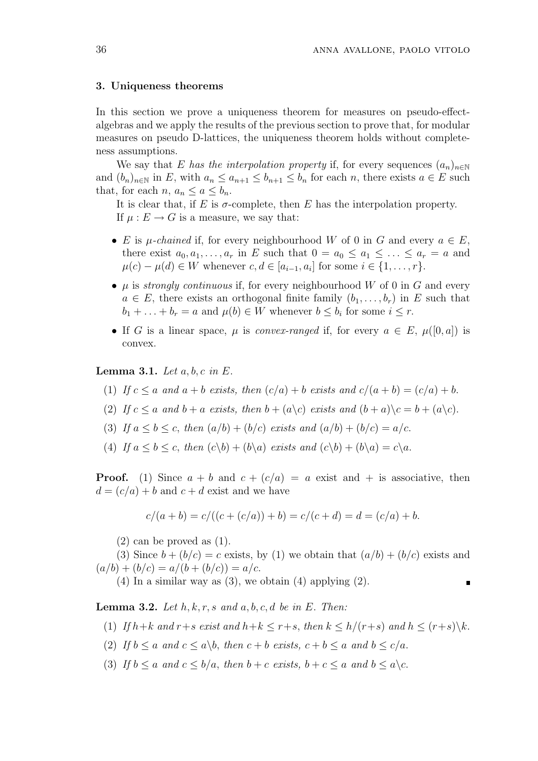## 3. Uniqueness theorems

In this section we prove a uniqueness theorem for measures on pseudo-effect-algebras and we apply the results of the previous section to prove that, for modular measures on pseudo D-lattices, the uniqueness theorem holds without completeness assumptions.

We say that $E$ *has the interpolation property* if, for every sequences $(a_n)_{n\in\mathbb{N}}$ and $(b_n)_{n\in\mathbb{N}}$ in $E$, with $a_n \le a_{n+1} \le b_{n+1} \le b_n$ for each $n$, there exists $a \in E$ such that, for each $n$, $a_n \le a \le b_n$.

It is clear that, if $E$ is $\sigma$-complete, then $E$ has the interpolation property.

If $\mu : E \to G$ is a measure, we say that:

- $E$ is *$\mu$-chained* if, for every neighbourhood $W$ of 0 in $G$ and every $a \in E$, there exist $a_0, a_1, \ldots, a_r$ in $E$ such that $0 = a_0 \le a_1 \le \ldots \le a_r = a$ and $\mu(c) - \mu(d) \in W$ whenever $c, d \in [a_{i-1}, a_i]$ for some $i \in \{1, \ldots, r\}$.
- $\mu$ is *strongly continuous* if, for every neighbourhood $W$ of 0 in $G$ and every $a \in E$, there exists an orthogonal finite family $(b_1, \ldots, b_r)$ in $E$ such that $b_1 + \ldots + b_r = a$ and $\mu(b) \in W$ whenever $b \le b_i$ for some $i \le r$.
- If $G$ is a linear space, $\mu$ is *convex-ranged* if, for every $a \in E$, $\mu([0, a])$ is convex.

**Lemma 3.1.** *Let $a, b, c$ in $E$.*

1. *If $c \le a$ and $a + b$ exists, then $(c/a) + b$ exists and $c/(a + b) = (c/a) + b$.*
2. *If $c \le a$ and $b + a$ exists, then $b + (a\backslash c)$ exists and $(b + a)\backslash c = b + (a\backslash c)$.*
3. *If $a \le b \le c$, then $(a/b) + (b/c)$ exists and $(a/b) + (b/c) = a/c$.*
4. *If $a \le b \le c$, then $(c\backslash b) + (b\backslash a)$ exists and $(c\backslash b) + (b\backslash a) = c\backslash a$.*

**Proof.** (1) Since $a + b$ and $c + (c/a) = a$ exist and $+$ is associative, then $d = (c/a) + b$ and $c + d$ exist and we have

$$c/(a + b) = c/((c + (c/a)) + b) = c/(c + d) = d = (c/a) + b.$$

(2) can be proved as (1).

(3) Since $b + (b/c) = c$ exists, by (1) we obtain that $(a/b) + (b/c)$ exists and $(a/b) + (b/c) = a/(b + (b/c)) = a/c$.

(4) In a similar way as (3), we obtain (4) applying (2). ∎

**Lemma 3.2.** *Let $h, k, r, s$ and $a, b, c, d$ be in $E$. Then:*

1. *If $h+k$ and $r+s$ exist and $h+k \le r+s$, then $k \le h/(r+s)$ and $h \le (r+s)\backslash k$.*
2. *If $b \le a$ and $c \le a\backslash b$, then $c + b$ exists, $c + b \le a$ and $b \le c/a$.*
3. *If $b \le a$ and $c \le b/a$, then $b + c$ exists, $b + c \le a$ and $b \le a\backslash c$.*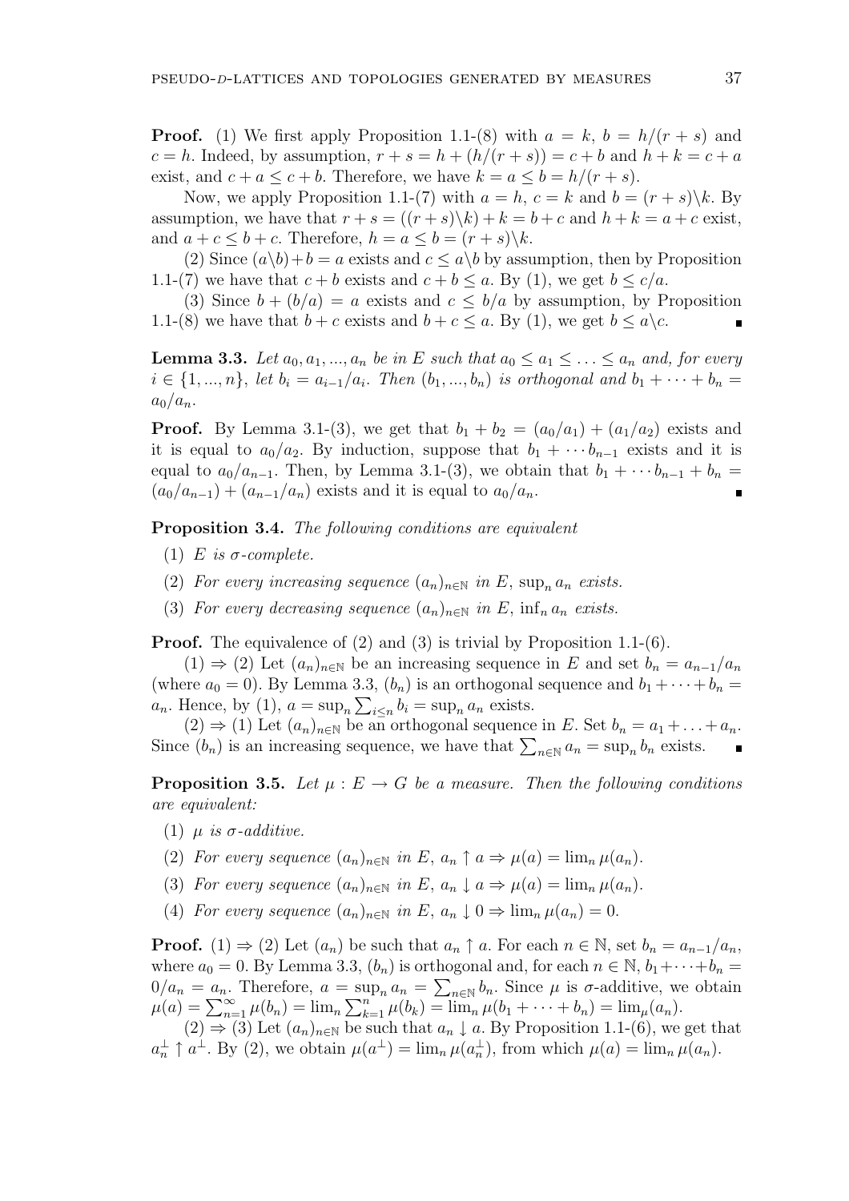**Proof.** (1) We first apply Proposition 1.1-(8) with $a = k$, $b = h/(r+s)$ and $c = h$. Indeed, by assumption, $r + s = h + (h/(r+s)) = c + b$ and $h + k = c + a$ exist, and $c + a \leq c + b$. Therefore, we have $k = a \leq b = h/(r+s)$.

Now, we apply Proposition 1.1-(7) with $a = h$, $c = k$ and $b = (r+s)\backslash k$. By assumption, we have that $r + s = ((r+s)\backslash k) + k = b + c$ and $h + k = a + c$ exist, and $a + c \leq b + c$. Therefore, $h = a \leq b = (r+s)\backslash k$.

(2) Since $(a\backslash b) + b = a$ exists and $c \leq a\backslash b$ by assumption, then by Proposition 1.1-(7) we have that $c + b$ exists and $c + b \leq a$. By (1), we get $b \leq c/a$.

(3) Since $b + (b/a) = a$ exists and $c \leq b/a$ by assumption, by Proposition 1.1-(8) we have that $b + c$ exists and $b + c \leq a$. By (1), we get $b \leq a\backslash c$. ∎

**Lemma 3.3.** *Let $a_0, a_1, ..., a_n$ be in $E$ such that $a_0 \leq a_1 \leq \ldots \leq a_n$ and, for every $i \in \{1, ..., n\}$, let $b_i = a_{i-1}/a_i$. Then $(b_1, ..., b_n)$ is orthogonal and $b_1 + \cdots + b_n = a_0/a_n$.*

**Proof.** By Lemma 3.1-(3), we get that $b_1 + b_2 = (a_0/a_1) + (a_1/a_2)$ exists and it is equal to $a_0/a_2$. By induction, suppose that $b_1 + \cdots b_{n-1}$ exists and it is equal to $a_0/a_{n-1}$. Then, by Lemma 3.1-(3), we obtain that $b_1 + \cdots b_{n-1} + b_n = (a_0/a_{n-1}) + (a_{n-1}/a_n)$ exists and it is equal to $a_0/a_n$. ∎

**Proposition 3.4.** *The following conditions are equivalent*

(1) *$E$ is $\sigma$-complete.*

(2) *For every increasing sequence $(a_n)_{n\in\mathbb{N}}$ in $E$, $\sup_n a_n$ exists.*

(3) *For every decreasing sequence $(a_n)_{n\in\mathbb{N}}$ in $E$, $\inf_n a_n$ exists.*

**Proof.** The equivalence of (2) and (3) is trivial by Proposition 1.1-(6).

(1) $\Rightarrow$ (2) Let $(a_n)_{n\in\mathbb{N}}$ be an increasing sequence in $E$ and set $b_n = a_{n-1}/a_n$ (where $a_0 = 0$). By Lemma 3.3, $(b_n)$ is an orthogonal sequence and $b_1 + \cdots + b_n = a_n$. Hence, by (1), $a = \sup_n \sum_{i\leq n} b_i = \sup_n a_n$ exists.

(2) $\Rightarrow$ (1) Let $(a_n)_{n\in\mathbb{N}}$ be an orthogonal sequence in $E$. Set $b_n = a_1 + \ldots + a_n$. Since $(b_n)$ is an increasing sequence, we have that $\sum_{n\in\mathbb{N}} a_n = \sup_n b_n$ exists. ∎

**Proposition 3.5.** *Let $\mu : E \to G$ be a measure. Then the following conditions are equivalent:*

(1) *$\mu$ is $\sigma$-additive.*

(2) *For every sequence $(a_n)_{n\in\mathbb{N}}$ in $E$, $a_n \uparrow a \Rightarrow \mu(a) = \lim_n \mu(a_n)$.*

(3) *For every sequence $(a_n)_{n\in\mathbb{N}}$ in $E$, $a_n \downarrow a \Rightarrow \mu(a) = \lim_n \mu(a_n)$.*

(4) *For every sequence $(a_n)_{n\in\mathbb{N}}$ in $E$, $a_n \downarrow 0 \Rightarrow \lim_n \mu(a_n) = 0$.*

**Proof.** (1) $\Rightarrow$ (2) Let $(a_n)$ be such that $a_n \uparrow a$. For each $n \in \mathbb{N}$, set $b_n = a_{n-1}/a_n$, where $a_0 = 0$. By Lemma 3.3, $(b_n)$ is orthogonal and, for each $n \in \mathbb{N}$, $b_1 + \cdots + b_n = 0/a_n = a_n$. Therefore, $a = \sup_n a_n = \sum_{n\in\mathbb{N}} b_n$. Since $\mu$ is $\sigma$-additive, we obtain $\mu(a) = \sum_{n=1}^{\infty} \mu(b_n) = \lim_n \sum_{k=1}^{n} \mu(b_k) = \lim_n \mu(b_1 + \cdots + b_n) = \lim_\mu(a_n)$.

(2) $\Rightarrow$ (3) Let $(a_n)_{n\in\mathbb{N}}$ be such that $a_n \downarrow a$. By Proposition 1.1-(6), we get that $a_n^\perp \uparrow a^\perp$. By (2), we obtain $\mu(a^\perp) = \lim_n \mu(a_n^\perp)$, from which $\mu(a) = \lim_n \mu(a_n)$.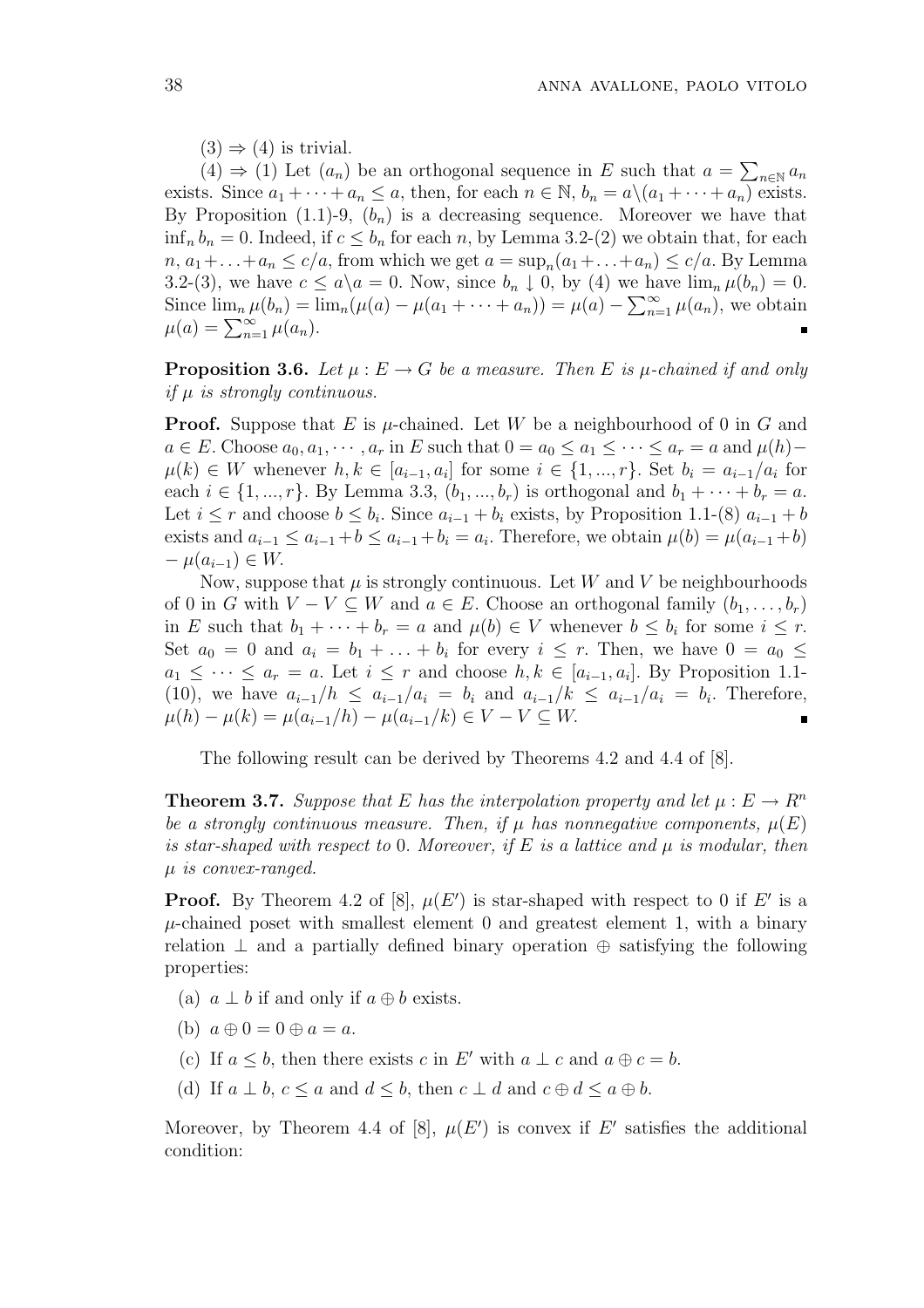$(3) \Rightarrow (4)$ is trivial.

$(4) \Rightarrow (1)$ Let $(a_n)$ be an orthogonal sequence in $E$ such that $a = \sum_{n\in\mathbb{N}} a_n$ exists. Since $a_1 + \cdots + a_n \leq a$, then, for each $n \in \mathbb{N}$, $b_n = a\backslash(a_1 + \cdots + a_n)$ exists. By Proposition (1.1)-9, $(b_n)$ is a decreasing sequence. Moreover we have that $\inf_n b_n = 0$. Indeed, if $c \leq b_n$ for each $n$, by Lemma 3.2-(2) we obtain that, for each $n$, $a_1 + \ldots + a_n \leq c/a$, from which we get $a = \sup_n(a_1 + \ldots + a_n) \leq c/a$. By Lemma 3.2-(3), we have $c \leq a\backslash a = 0$. Now, since $b_n \downarrow 0$, by (4) we have $\lim_n \mu(b_n) = 0$. Since $\lim_n \mu(b_n) = \lim_n(\mu(a) - \mu(a_1 + \cdots + a_n)) = \mu(a) - \sum_{n=1}^{\infty} \mu(a_n)$, we obtain $\mu(a) = \sum_{n=1}^{\infty} \mu(a_n)$. ∎

**Proposition 3.6.** *Let $\mu : E \to G$ be a measure. Then $E$ is $\mu$-chained if and only if $\mu$ is strongly continuous.*

**Proof.** Suppose that $E$ is $\mu$-chained. Let $W$ be a neighbourhood of 0 in $G$ and $a \in E$. Choose $a_0, a_1, \cdots, a_r$ in $E$ such that $0 = a_0 \leq a_1 \leq \cdots \leq a_r = a$ and $\mu(h) - \mu(k) \in W$ whenever $h, k \in [a_{i-1}, a_i]$ for some $i \in \{1, ..., r\}$. Set $b_i = a_{i-1}/a_i$ for each $i \in \{1, ..., r\}$. By Lemma 3.3, $(b_1, ..., b_r)$ is orthogonal and $b_1 + \cdots + b_r = a$. Let $i \leq r$ and choose $b \leq b_i$. Since $a_{i-1} + b_i$ exists, by Proposition 1.1-(8) $a_{i-1} + b$ exists and $a_{i-1} \leq a_{i-1} + b \leq a_{i-1} + b_i = a_i$. Therefore, we obtain $\mu(b) = \mu(a_{i-1} + b) - \mu(a_{i-1}) \in W$.

Now, suppose that $\mu$ is strongly continuous. Let $W$ and $V$ be neighbourhoods of 0 in $G$ with $V - V \subseteq W$ and $a \in E$. Choose an orthogonal family $(b_1, \ldots, b_r)$ in $E$ such that $b_1 + \cdots + b_r = a$ and $\mu(b) \in V$ whenever $b \leq b_i$ for some $i \leq r$. Set $a_0 = 0$ and $a_i = b_1 + \ldots + b_i$ for every $i \leq r$. Then, we have $0 = a_0 \leq a_1 \leq \cdots \leq a_r = a$. Let $i \leq r$ and choose $h, k \in [a_{i-1}, a_i]$. By Proposition 1.1-(10), we have $a_{i-1}/h \leq a_{i-1}/a_i = b_i$ and $a_{i-1}/k \leq a_{i-1}/a_i = b_i$. Therefore, $\mu(h) - \mu(k) = \mu(a_{i-1}/h) - \mu(a_{i-1}/k) \in V - V \subseteq W$. ∎

The following result can be derived by Theorems 4.2 and 4.4 of [8].

**Theorem 3.7.** *Suppose that $E$ has the interpolation property and let $\mu : E \to R^n$ be a strongly continuous measure. Then, if $\mu$ has nonnegative components, $\mu(E)$ is star-shaped with respect to 0. Moreover, if $E$ is a lattice and $\mu$ is modular, then $\mu$ is convex-ranged.*

**Proof.** By Theorem 4.2 of [8], $\mu(E')$ is star-shaped with respect to 0 if $E'$ is a $\mu$-chained poset with smallest element 0 and greatest element 1, with a binary relation $\perp$ and a partially defined binary operation $\oplus$ satisfying the following properties:

(a) $a \perp b$ if and only if $a \oplus b$ exists.

(b) $a \oplus 0 = 0 \oplus a = a$.

(c) If $a \leq b$, then there exists $c$ in $E'$ with $a \perp c$ and $a \oplus c = b$.

(d) If $a \perp b$, $c \leq a$ and $d \leq b$, then $c \perp d$ and $c \oplus d \leq a \oplus b$.

Moreover, by Theorem 4.4 of [8], $\mu(E')$ is convex if $E'$ satisfies the additional condition: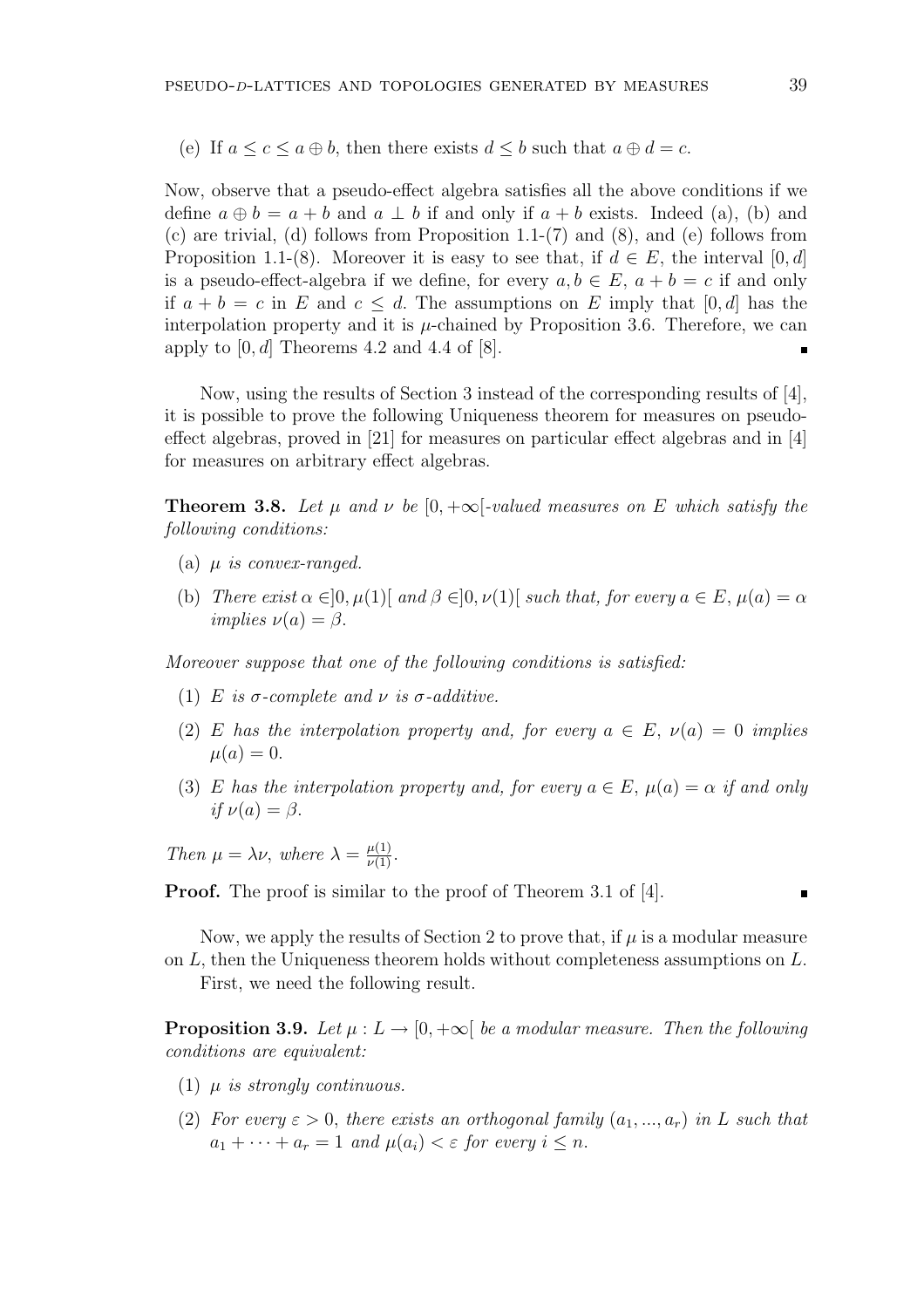(e) If $a \leq c \leq a \oplus b$, then there exists $d \leq b$ such that $a \oplus d = c$.

Now, observe that a pseudo-effect algebra satisfies all the above conditions if we define $a \oplus b = a + b$ and $a \perp b$ if and only if $a + b$ exists. Indeed (a), (b) and (c) are trivial, (d) follows from Proposition 1.1-(7) and (8), and (e) follows from Proposition 1.1-(8). Moreover it is easy to see that, if $d \in E$, the interval $[0, d]$ is a pseudo-effect-algebra if we define, for every $a, b \in E$, $a + b = c$ if and only if $a + b = c$ in $E$ and $c \leq d$. The assumptions on $E$ imply that $[0, d]$ has the interpolation property and it is $\mu$-chained by Proposition 3.6. Therefore, we can apply to $[0, d]$ Theorems 4.2 and 4.4 of [8]. ∎

Now, using the results of Section 3 instead of the corresponding results of [4], it is possible to prove the following Uniqueness theorem for measures on pseudo-effect algebras, proved in [21] for measures on particular effect algebras and in [4] for measures on arbitrary effect algebras.

**Theorem 3.8.** *Let $\mu$ and $\nu$ be $[0, +\infty[$-valued measures on $E$ which satisfy the following conditions:*

(a) *$\mu$ is convex-ranged.*

(b) *There exist $\alpha \in ]0, \mu(1)[$ and $\beta \in ]0, \nu(1)[$ such that, for every $a \in E$, $\mu(a) = \alpha$ implies $\nu(a) = \beta$.*

*Moreover suppose that one of the following conditions is satisfied:*

(1) *$E$ is $\sigma$-complete and $\nu$ is $\sigma$-additive.*

(2) *$E$ has the interpolation property and, for every $a \in E$, $\nu(a) = 0$ implies $\mu(a) = 0$.*

(3) *$E$ has the interpolation property and, for every $a \in E$, $\mu(a) = \alpha$ if and only if $\nu(a) = \beta$.*

*Then $\mu = \lambda\nu$, where $\lambda = \frac{\mu(1)}{\nu(1)}$.*

**Proof.** The proof is similar to the proof of Theorem 3.1 of [4]. ∎

Now, we apply the results of Section 2 to prove that, if $\mu$ is a modular measure on $L$, then the Uniqueness theorem holds without completeness assumptions on $L$.

First, we need the following result.

**Proposition 3.9.** *Let $\mu : L \to [0, +\infty[$ be a modular measure. Then the following conditions are equivalent:*

(1) *$\mu$ is strongly continuous.*

(2) *For every $\varepsilon > 0$, there exists an orthogonal family $(a_1, ..., a_r)$ in $L$ such that $a_1 + \cdots + a_r = 1$ and $\mu(a_i) < \varepsilon$ for every $i \leq n$.*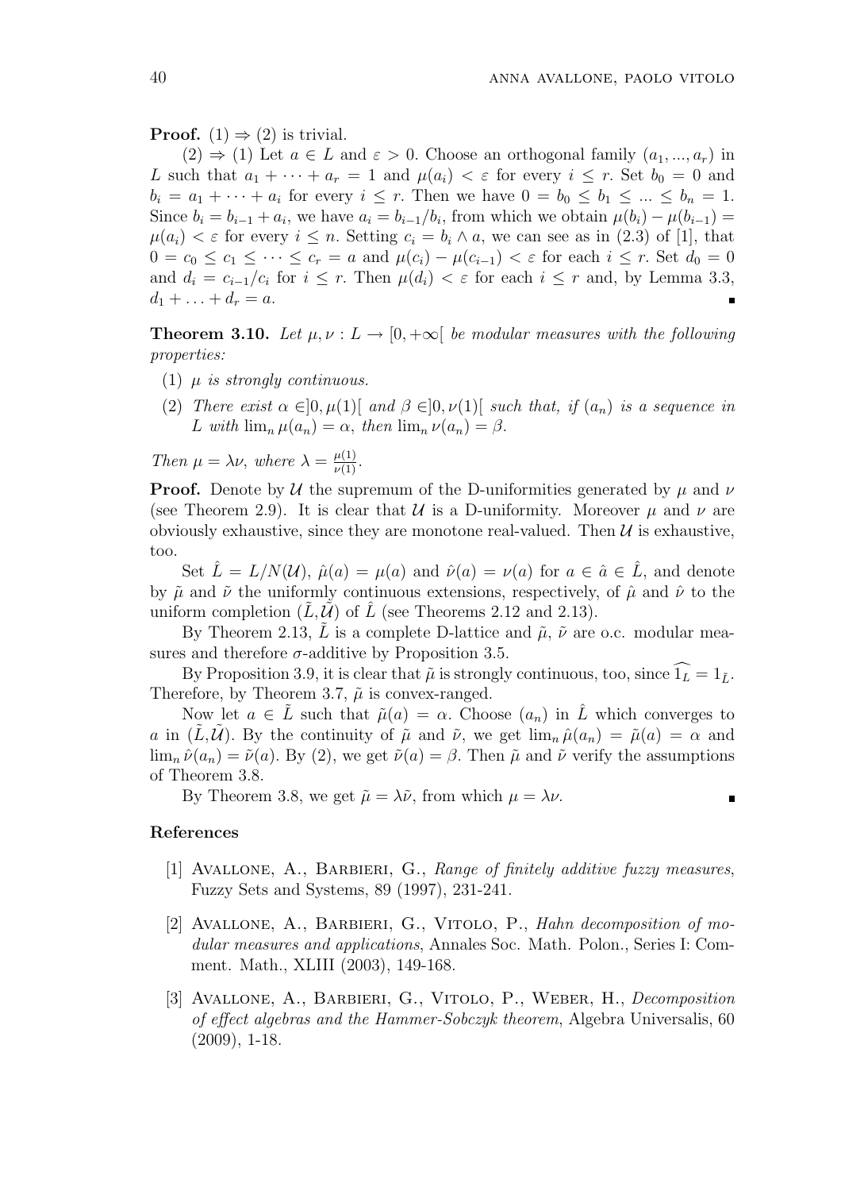**Proof.** (1) $\Rightarrow$ (2) is trivial.

(2) $\Rightarrow$ (1) Let $a \in L$ and $\varepsilon > 0$. Choose an orthogonal family $(a_1, ..., a_r)$ in $L$ such that $a_1 + \cdots + a_r = 1$ and $\mu(a_i) < \varepsilon$ for every $i \leq r$. Set $b_0 = 0$ and $b_i = a_1 + \cdots + a_i$ for every $i \leq r$. Then we have $0 = b_0 \leq b_1 \leq ... \leq b_n = 1$. Since $b_i = b_{i-1} + a_i$, we have $a_i = b_{i-1}/b_i$, from which we obtain $\mu(b_i) - \mu(b_{i-1}) = \mu(a_i) < \varepsilon$ for every $i \leq n$. Setting $c_i = b_i \wedge a$, we can see as in (2.3) of [1], that $0 = c_0 \leq c_1 \leq \cdots \leq c_r = a$ and $\mu(c_i) - \mu(c_{i-1}) < \varepsilon$ for each $i \leq r$. Set $d_0 = 0$ and $d_i = c_{i-1}/c_i$ for $i \leq r$. Then $\mu(d_i) < \varepsilon$ for each $i \leq r$ and, by Lemma 3.3, $d_1 + \ldots + d_r = a$. ∎

**Theorem 3.10.** *Let $\mu, \nu : L \to [0, +\infty[$ be modular measures with the following properties:*

1. *$\mu$ is strongly continuous.*
2. *There exist $\alpha \in ]0, \mu(1)[$ and $\beta \in ]0, \nu(1)[$ such that, if $(a_n)$ is a sequence in $L$ with $\lim_n \mu(a_n) = \alpha$, then $\lim_n \nu(a_n) = \beta$.*

*Then $\mu = \lambda\nu$, where $\lambda = \frac{\mu(1)}{\nu(1)}$.*

**Proof.** Denote by $\mathcal{U}$ the supremum of the D-uniformities generated by $\mu$ and $\nu$ (see Theorem 2.9). It is clear that $\mathcal{U}$ is a D-uniformity. Moreover $\mu$ and $\nu$ are obviously exhaustive, since they are monotone real-valued. Then $\mathcal{U}$ is exhaustive, too.

Set $\hat{L} = L/N(\mathcal{U})$, $\hat{\mu}(a) = \mu(a)$ and $\hat{\nu}(a) = \nu(a)$ for $a \in \hat{a} \in \hat{L}$, and denote by $\tilde{\mu}$ and $\tilde{\nu}$ the uniformly continuous extensions, respectively, of $\hat{\mu}$ and $\hat{\nu}$ to the uniform completion $(\tilde{L}, \tilde{\mathcal{U}})$ of $\hat{L}$ (see Theorems 2.12 and 2.13).

By Theorem 2.13, $\tilde{L}$ is a complete D-lattice and $\tilde{\mu}$, $\tilde{\nu}$ are o.c. modular measures and therefore $\sigma$-additive by Proposition 3.5.

By Proposition 3.9, it is clear that $\tilde{\mu}$ is strongly continuous, too, since $\widehat{1_L} = 1_{\tilde{L}}$. Therefore, by Theorem 3.7, $\tilde{\mu}$ is convex-ranged.

Now let $a \in \tilde{L}$ such that $\tilde{\mu}(a) = \alpha$. Choose $(a_n)$ in $\hat{L}$ which converges to $a$ in $(\tilde{L}, \tilde{\mathcal{U}})$. By the continuity of $\tilde{\mu}$ and $\tilde{\nu}$, we get $\lim_n \hat{\mu}(a_n) = \tilde{\mu}(a) = \alpha$ and $\lim_n \hat{\nu}(a_n) = \tilde{\nu}(a)$. By (2), we get $\tilde{\nu}(a) = \beta$. Then $\tilde{\mu}$ and $\tilde{\nu}$ verify the assumptions of Theorem 3.8.

By Theorem 3.8, we get $\tilde{\mu} = \lambda\tilde{\nu}$, from which $\mu = \lambda\nu$. ∎

## References

[1] Avallone, A., Barbieri, G., *Range of finitely additive fuzzy measures*, Fuzzy Sets and Systems, 89 (1997), 231-241.

[2] Avallone, A., Barbieri, G., Vitolo, P., *Hahn decomposition of modular measures and applications*, Annales Soc. Math. Polon., Series I: Comment. Math., XLIII (2003), 149-168.

[3] Avallone, A., Barbieri, G., Vitolo, P., Weber, H., *Decomposition of effect algebras and the Hammer-Sobczyk theorem*, Algebra Universalis, 60 (2009), 1-18.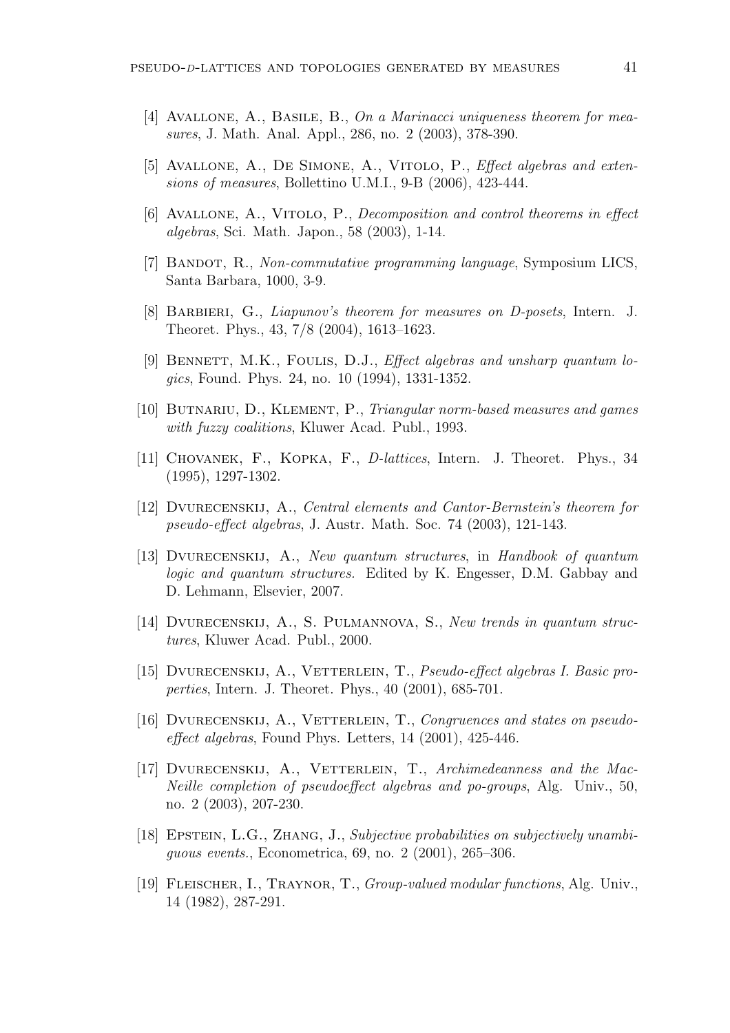[4] Avallone, A., Basile, B., *On a Marinacci uniqueness theorem for measures*, J. Math. Anal. Appl., 286, no. 2 (2003), 378-390.

[5] Avallone, A., De Simone, A., Vitolo, P., *Effect algebras and extensions of measures*, Bollettino U.M.I., 9-B (2006), 423-444.

[6] Avallone, A., Vitolo, P., *Decomposition and control theorems in effect algebras*, Sci. Math. Japon., 58 (2003), 1-14.

[7] Bandot, R., *Non-commutative programming language*, Symposium LICS, Santa Barbara, 1000, 3-9.

[8] Barbieri, G., *Liapunov's theorem for measures on D-posets*, Intern. J. Theoret. Phys., 43, 7/8 (2004), 1613–1623.

[9] Bennett, M.K., Foulis, D.J., *Effect algebras and unsharp quantum logics*, Found. Phys. 24, no. 10 (1994), 1331-1352.

[10] Butnariu, D., Klement, P., *Triangular norm-based measures and games with fuzzy coalitions*, Kluwer Acad. Publ., 1993.

[11] Chovanek, F., Kopka, F., *D-lattices*, Intern. J. Theoret. Phys., 34 (1995), 1297-1302.

[12] Dvurecenskij, A., *Central elements and Cantor-Bernstein's theorem for pseudo-effect algebras*, J. Austr. Math. Soc. 74 (2003), 121-143.

[13] Dvurecenskij, A., *New quantum structures*, in *Handbook of quantum logic and quantum structures.* Edited by K. Engesser, D.M. Gabbay and D. Lehmann, Elsevier, 2007.

[14] Dvurecenskij, A., S. Pulmannova, S., *New trends in quantum structures*, Kluwer Acad. Publ., 2000.

[15] Dvurecenskij, A., Vetterlein, T., *Pseudo-effect algebras I. Basic properties*, Intern. J. Theoret. Phys., 40 (2001), 685-701.

[16] Dvurecenskij, A., Vetterlein, T., *Congruences and states on pseudo-effect algebras*, Found Phys. Letters, 14 (2001), 425-446.

[17] Dvurecenskij, A., Vetterlein, T., *Archimedeanness and the MacNeille completion of pseudoeffect algebras and po-groups*, Alg. Univ., 50, no. 2 (2003), 207-230.

[18] Epstein, L.G., Zhang, J., *Subjective probabilities on subjectively unambiguous events.*, Econometrica, 69, no. 2 (2001), 265–306.

[19] Fleischer, I., Traynor, T., *Group-valued modular functions*, Alg. Univ., 14 (1982), 287-291.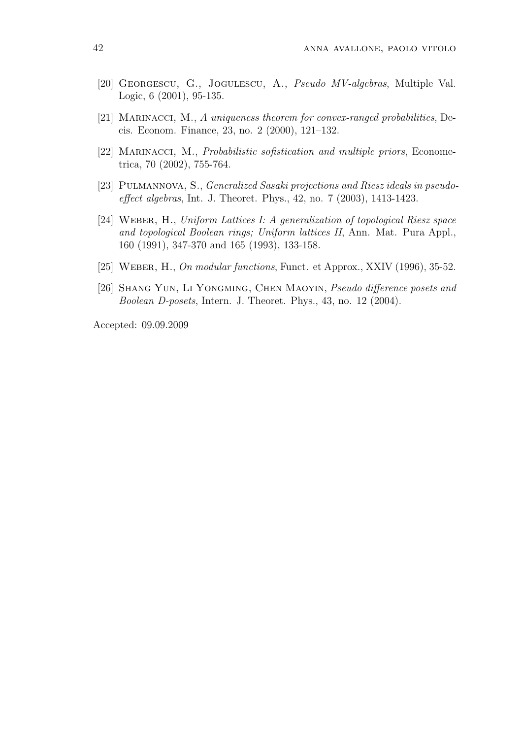[20] Georgescu, G., Jogulescu, A., *Pseudo MV-algebras*, Multiple Val. Logic, 6 (2001), 95-135.

[21] Marinacci, M., *A uniqueness theorem for convex-ranged probabilities*, Decis. Econom. Finance, 23, no. 2 (2000), 121–132.

[22] Marinacci, M., *Probabilistic sofistication and multiple priors*, Econometrica, 70 (2002), 755-764.

[23] Pulmannova, S., *Generalized Sasaki projections and Riesz ideals in pseudo-effect algebras*, Int. J. Theoret. Phys., 42, no. 7 (2003), 1413-1423.

[24] Weber, H., *Uniform Lattices I: A generalization of topological Riesz space and topological Boolean rings; Uniform lattices II*, Ann. Mat. Pura Appl., 160 (1991), 347-370 and 165 (1993), 133-158.

[25] Weber, H., *On modular functions*, Funct. et Approx., XXIV (1996), 35-52.

[26] Shang Yun, Li Yongming, Chen Maoyin, *Pseudo difference posets and Boolean D-posets*, Intern. J. Theoret. Phys., 43, no. 12 (2004).

Accepted: 09.09.2009